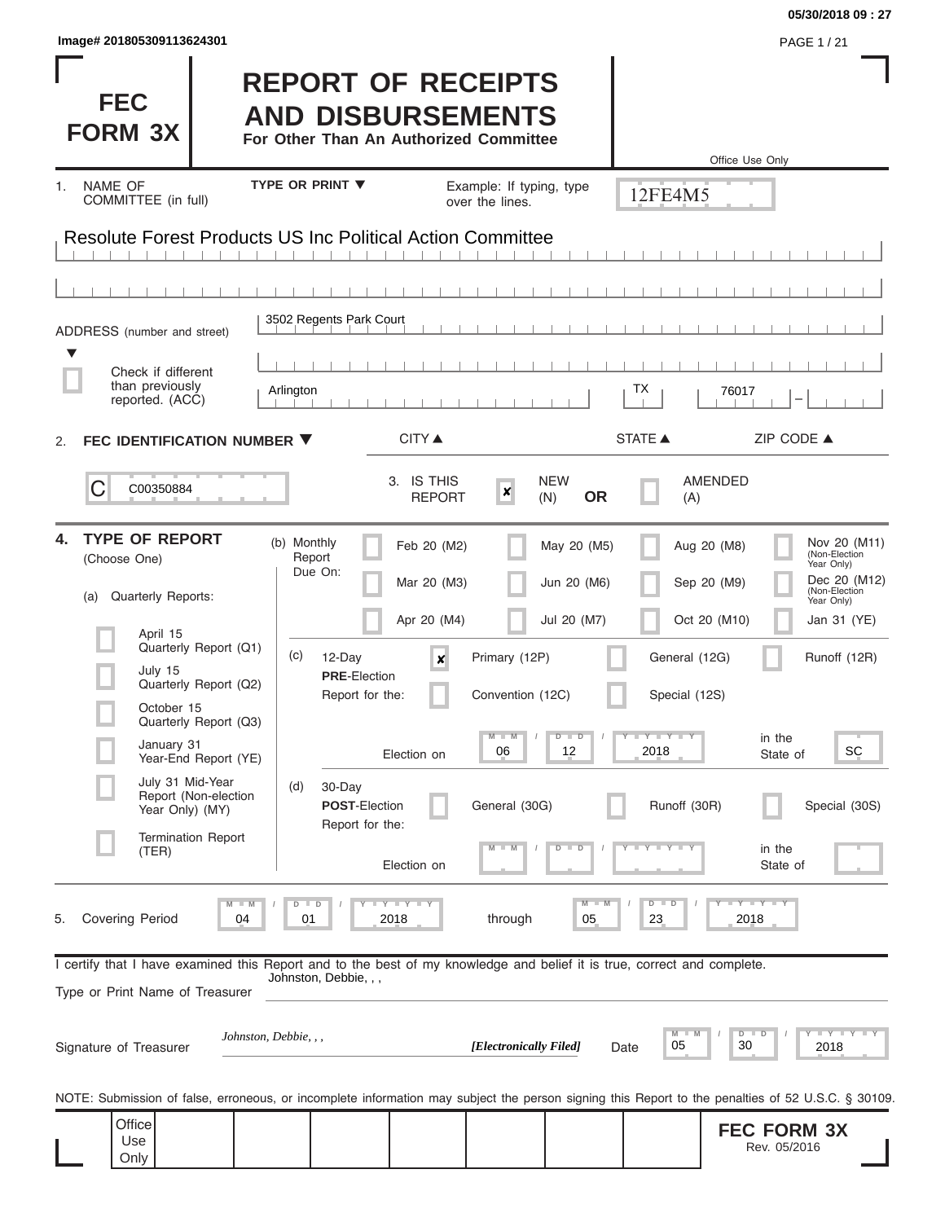05/30/2018 09 : 27

Image# 201805309113624301

# FEC FORM 3X

# REPORT OF RECEIPTS AND DISBURSEMENTS

**For Other Than An Authorized Committee**

Office Use Only

12FE4M5

1. NAME OF COMMITTEE (in full) — TYPE OR PRINT ▼ — Example: If typing, type over the lines.

Resolute Forest Products US Inc Political Action Committee

ADDRESS (number and street): 3502 Regents Park Court

☐ Check if different than previously reported. (ACC)

| CITY ▲ | STATE ▲ | ZIP CODE ▲ |
|---|---|---|
| Arlington | TX | 76017 |

2. **FEC IDENTIFICATION NUMBER ▼**

C00350884

3. IS THIS REPORT: ☒ NEW (N) **OR** ☐ AMENDED (A)

4. **TYPE OF REPORT** (Choose One)

(a) Quarterly Reports:

- ☐ April 15 Quarterly Report (Q1)
- ☐ July 15 Quarterly Report (Q2)
- ☐ October 15 Quarterly Report (Q3)
- ☐ January 31 Year-End Report (YE)
- ☐ July 31 Mid-Year Report (Non-election Year Only) (MY)
- ☐ Termination Report (TER)

(b) Monthly Report Due On:

| | | | |
|---|---|---|---|
| ☐ Feb 20 (M2) | ☐ May 20 (M5) | ☐ Aug 20 (M8) | ☐ Nov 20 (M11) (Non-Election Year Only) |
| ☐ Mar 20 (M3) | ☐ Jun 20 (M6) | ☐ Sep 20 (M9) | ☐ Dec 20 (M12) (Non-Election Year Only) |
| ☐ Apr 20 (M4) | ☐ Jul 20 (M7) | ☐ Oct 20 (M10) | ☐ Jan 31 (YE) |

(c) 12-Day **PRE**-Election Report for the:

☒ Primary (12P) ☐ General (12G) ☐ Runoff (12R)

☐ Convention (12C) ☐ Special (12S)

Election on 06 / 12 / 2018 in the State of SC

(d) 30-Day **POST**-Election Report for the:

☐ General (30G) ☐ Runoff (30R) ☐ Special (30S)

Election on __ / __ / ____ in the State of ____

5. Covering Period 04 / 01 / 2018 through 05 / 23 / 2018

I certify that I have examined this Report and to the best of my knowledge and belief it is true, correct and complete.

Type or Print Name of Treasurer: Johnston, Debbie, , ,

Signature of Treasurer: *Johnston, Debbie, , ,* *[Electronically Filed]* Date 05 / 30 / 2018

NOTE: Submission of false, erroneous, or incomplete information may subject the person signing this Report to the penalties of 52 U.S.C. § 30109.

Office Use Only

**FEC FORM 3X**
Rev. 05/2016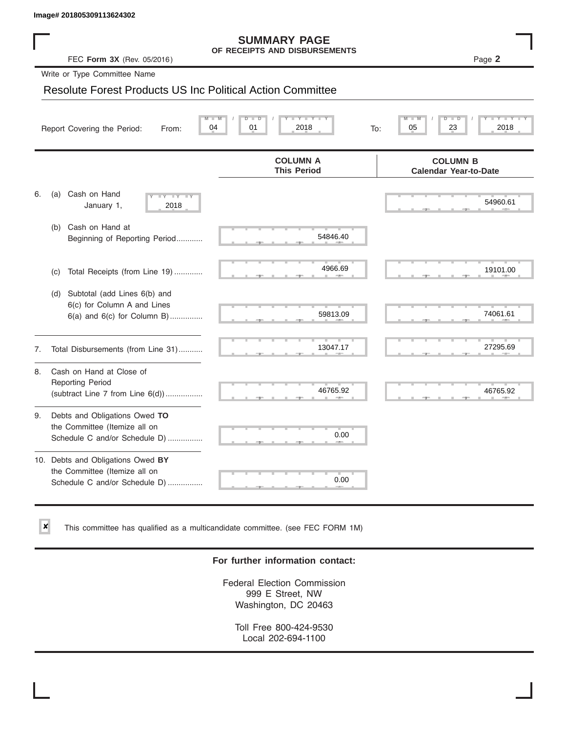Image# 201805309113624302

# SUMMARY PAGE
## OF RECEIPTS AND DISBURSEMENTS

FEC **Form 3X** (Rev. 05/2016)

Page **2**

Write or Type Committee Name

Resolute Forest Products US Inc Political Action Committee

Report Covering the Period: From: 04 / 01 / 2018 To: 05 / 23 / 2018

| | COLUMN A This Period | COLUMN B Calendar Year-to-Date |
|---|---|---|
| 6. (a) Cash on Hand January 1, 2018 | | 54960.61 |
| (b) Cash on Hand at Beginning of Reporting Period | 54846.40 | |
| (c) Total Receipts (from Line 19) | 4966.69 | 19101.00 |
| (d) Subtotal (add Lines 6(b) and 6(c) for Column A and Lines 6(a) and 6(c) for Column B) | 59813.09 | 74061.61 |
| 7. Total Disbursements (from Line 31) | 13047.17 | 27295.69 |
| 8. Cash on Hand at Close of Reporting Period (subtract Line 7 from Line 6(d)) | 46765.92 | 46765.92 |
| 9. Debts and Obligations Owed **TO** the Committee (Itemize all on Schedule C and/or Schedule D) | 0.00 | |
| 10. Debts and Obligations Owed **BY** the Committee (Itemize all on Schedule C and/or Schedule D) | 0.00 | |

☒ This committee has qualified as a multicandidate committee. (see FEC FORM 1M)

**For further information contact:**

Federal Election Commission
999 E Street, NW
Washington, DC 20463

Toll Free 800-424-9530
Local 202-694-1100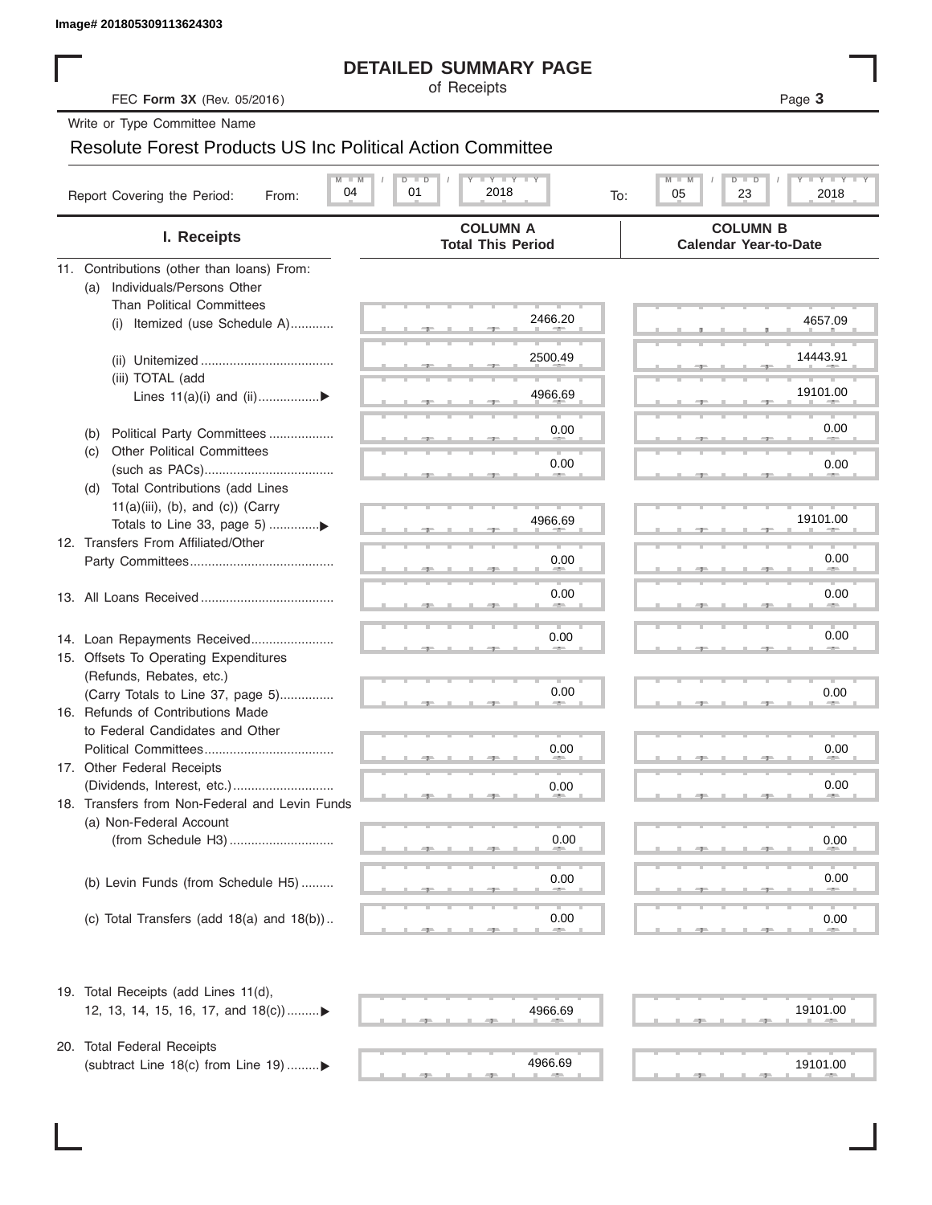Image# 201805309113624303

# DETAILED SUMMARY PAGE

of Receipts

FEC **Form 3X** (Rev. 05/2016)

Write or Type Committee Name

## Resolute Forest Products US Inc Political Action Committee

Report Covering the Period: From: 04 / 01 / 2018 To: 05 / 23 / 2018

| I. Receipts | COLUMN A Total This Period | COLUMN B Calendar Year-to-Date |
|---|---|---|
| 11. Contributions (other than loans) From: | | |
| (a) Individuals/Persons Other Than Political Committees | | |
| (i) Itemized (use Schedule A)............ | 2466.20 | 4657.09 |
| (ii) Unitemized ..................................... | 2500.49 | 14443.91 |
| (iii) TOTAL (add Lines 11(a)(i) and (ii).................▶ | 4966.69 | 19101.00 |
| (b) Political Party Committees .................. | 0.00 | 0.00 |
| (c) Other Political Committees (such as PACs).................................... | 0.00 | 0.00 |
| (d) Total Contributions (add Lines 11(a)(iii), (b), and (c)) (Carry Totals to Line 33, page 5) .............▶ | 4966.69 | 19101.00 |
| 12. Transfers From Affiliated/Other Party Committees........................................ | 0.00 | 0.00 |
| 13. All Loans Received ..................................... | 0.00 | 0.00 |
| 14. Loan Repayments Received....................... | 0.00 | 0.00 |
| 15. Offsets To Operating Expenditures (Refunds, Rebates, etc.) (Carry Totals to Line 37, page 5)............... | 0.00 | 0.00 |
| 16. Refunds of Contributions Made to Federal Candidates and Other Political Committees.................................... | 0.00 | 0.00 |
| 17. Other Federal Receipts (Dividends, Interest, etc.)............................ | 0.00 | 0.00 |
| 18. Transfers from Non-Federal and Levin Funds | | |
| (a) Non-Federal Account (from Schedule H3) ............................. | 0.00 | 0.00 |
| (b) Levin Funds (from Schedule H5) ......... | 0.00 | 0.00 |
| (c) Total Transfers (add 18(a) and 18(b)).. | 0.00 | 0.00 |
| 19. Total Receipts (add Lines 11(d), 12, 13, 14, 15, 16, 17, and 18(c)).........▶ | 4966.69 | 19101.00 |
| 20. Total Federal Receipts (subtract Line 18(c) from Line 19) .........▶ | 4966.69 | 19101.00 |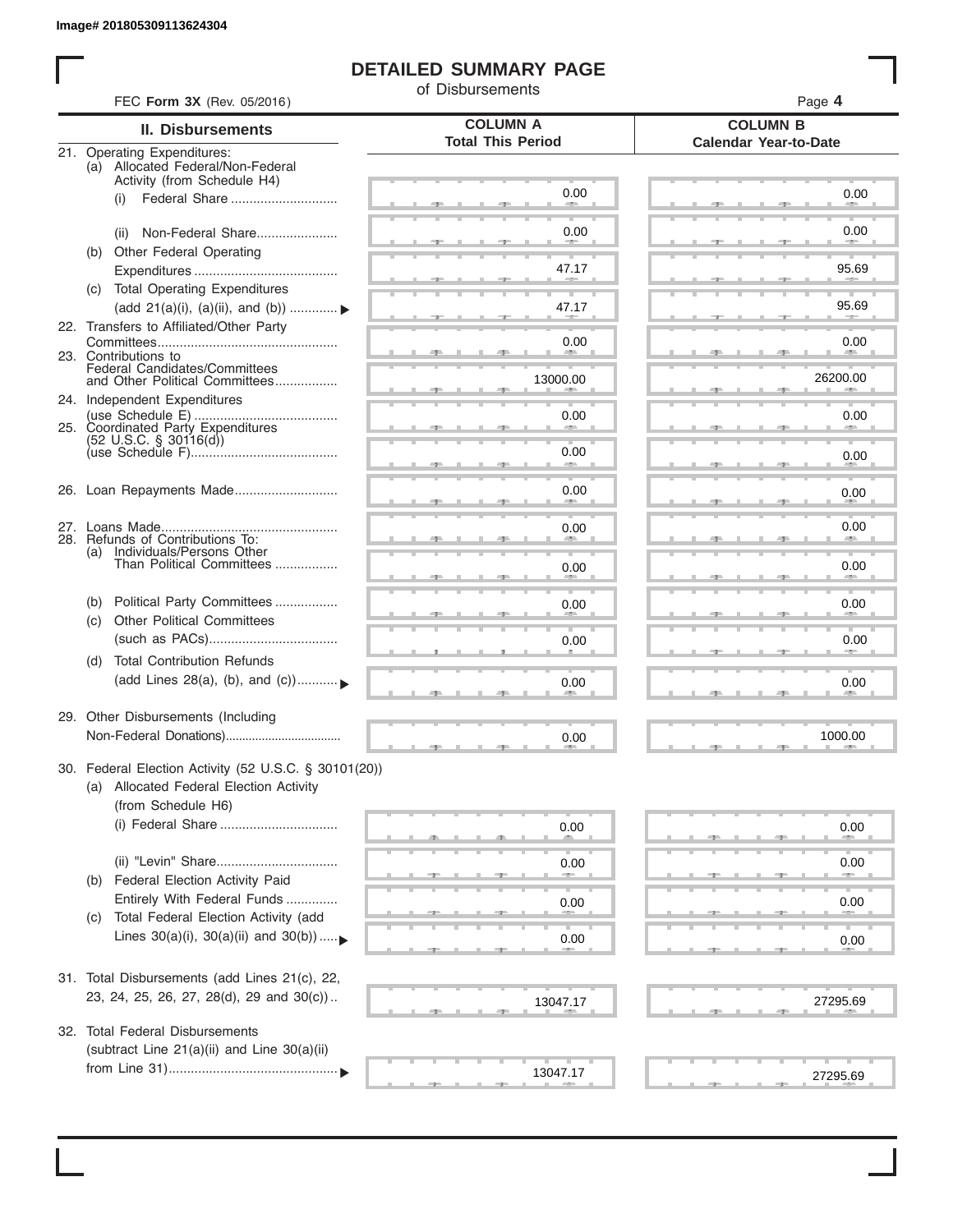Image# 201805309113624304

# DETAILED SUMMARY PAGE

of Disbursements

FEC **Form 3X** (Rev. 05/2016)

| II. Disbursements | COLUMN A Total This Period | COLUMN B Calendar Year-to-Date |
|---|---|---|
| 21. Operating Expenditures: | | |
| (a) Allocated Federal/Non-Federal Activity (from Schedule H4) | | |
| (i) Federal Share | 0.00 | 0.00 |
| (ii) Non-Federal Share | 0.00 | 0.00 |
| (b) Other Federal Operating Expenditures | 47.17 | 95.69 |
| (c) Total Operating Expenditures (add 21(a)(i), (a)(ii), and (b)) | 47.17 | 95.69 |
| 22. Transfers to Affiliated/Other Party Committees | 0.00 | 0.00 |
| 23. Contributions to Federal Candidates/Committees and Other Political Committees | 13000.00 | 26200.00 |
| 24. Independent Expenditures (use Schedule E) | 0.00 | 0.00 |
| 25. Coordinated Party Expenditures (52 U.S.C. § 30116(d)) (use Schedule F) | 0.00 | 0.00 |
| 26. Loan Repayments Made | 0.00 | 0.00 |
| 27. Loans Made | 0.00 | 0.00 |
| 28. Refunds of Contributions To: | | |
| (a) Individuals/Persons Other Than Political Committees | 0.00 | 0.00 |
| (b) Political Party Committees | 0.00 | 0.00 |
| (c) Other Political Committees (such as PACs) | 0.00 | 0.00 |
| (d) Total Contribution Refunds (add Lines 28(a), (b), and (c)) | 0.00 | 0.00 |
| 29. Other Disbursements (Including Non-Federal Donations) | 0.00 | 1000.00 |
| 30. Federal Election Activity (52 U.S.C. § 30101(20)) | | |
| (a) Allocated Federal Election Activity (from Schedule H6) | | |
| (i) Federal Share | 0.00 | 0.00 |
| (ii) "Levin" Share | 0.00 | 0.00 |
| (b) Federal Election Activity Paid Entirely With Federal Funds | 0.00 | 0.00 |
| (c) Total Federal Election Activity (add Lines 30(a)(i), 30(a)(ii) and 30(b)) | 0.00 | 0.00 |
| 31. Total Disbursements (add Lines 21(c), 22, 23, 24, 25, 26, 27, 28(d), 29 and 30(c)) | 13047.17 | 27295.69 |
| 32. Total Federal Disbursements (subtract Line 21(a)(ii) and Line 30(a)(ii) from Line 31) | 13047.17 | 27295.69 |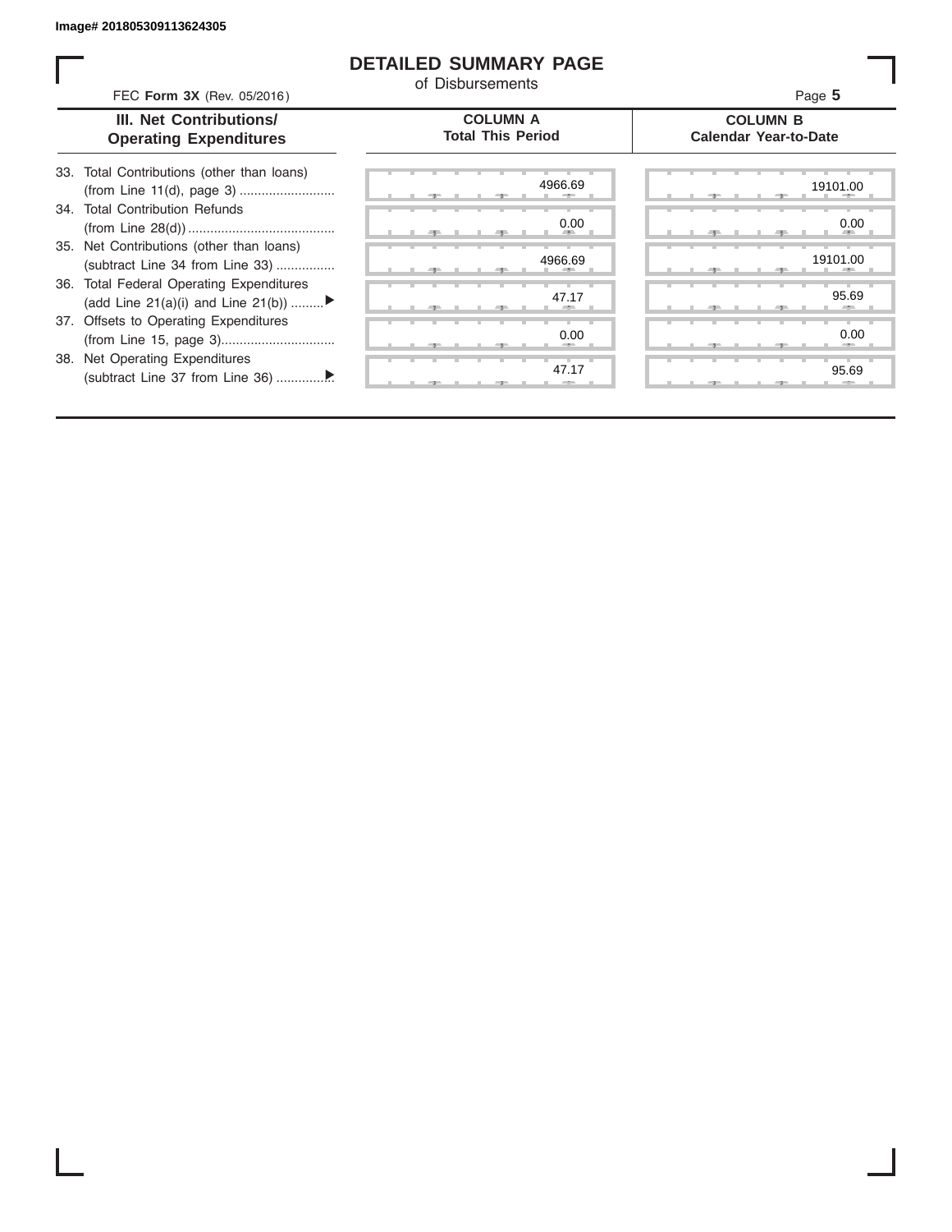Image# 201805309113624305

# DETAILED SUMMARY PAGE

of Disbursements

FEC **Form 3X** (Rev. 05/2016)

Page **5**

| III. Net Contributions/ Operating Expenditures | COLUMN A Total This Period | COLUMN B Calendar Year-to-Date |
|---|---|---|
| 33. Total Contributions (other than loans) (from Line 11(d), page 3) .......................... | 4966.69 | 19101.00 |
| 34. Total Contribution Refunds (from Line 28(d)) ........................................ | 0.00 | 0.00 |
| 35. Net Contributions (other than loans) (subtract Line 34 from Line 33) ................ | 4966.69 | 19101.00 |
| 36. Total Federal Operating Expenditures (add Line 21(a)(i) and Line 21(b)) .........▶ | 47.17 | 95.69 |
| 37. Offsets to Operating Expenditures (from Line 15, page 3)............................... | 0.00 | 0.00 |
| 38. Net Operating Expenditures (subtract Line 37 from Line 36) ...............▶ | 47.17 | 95.69 |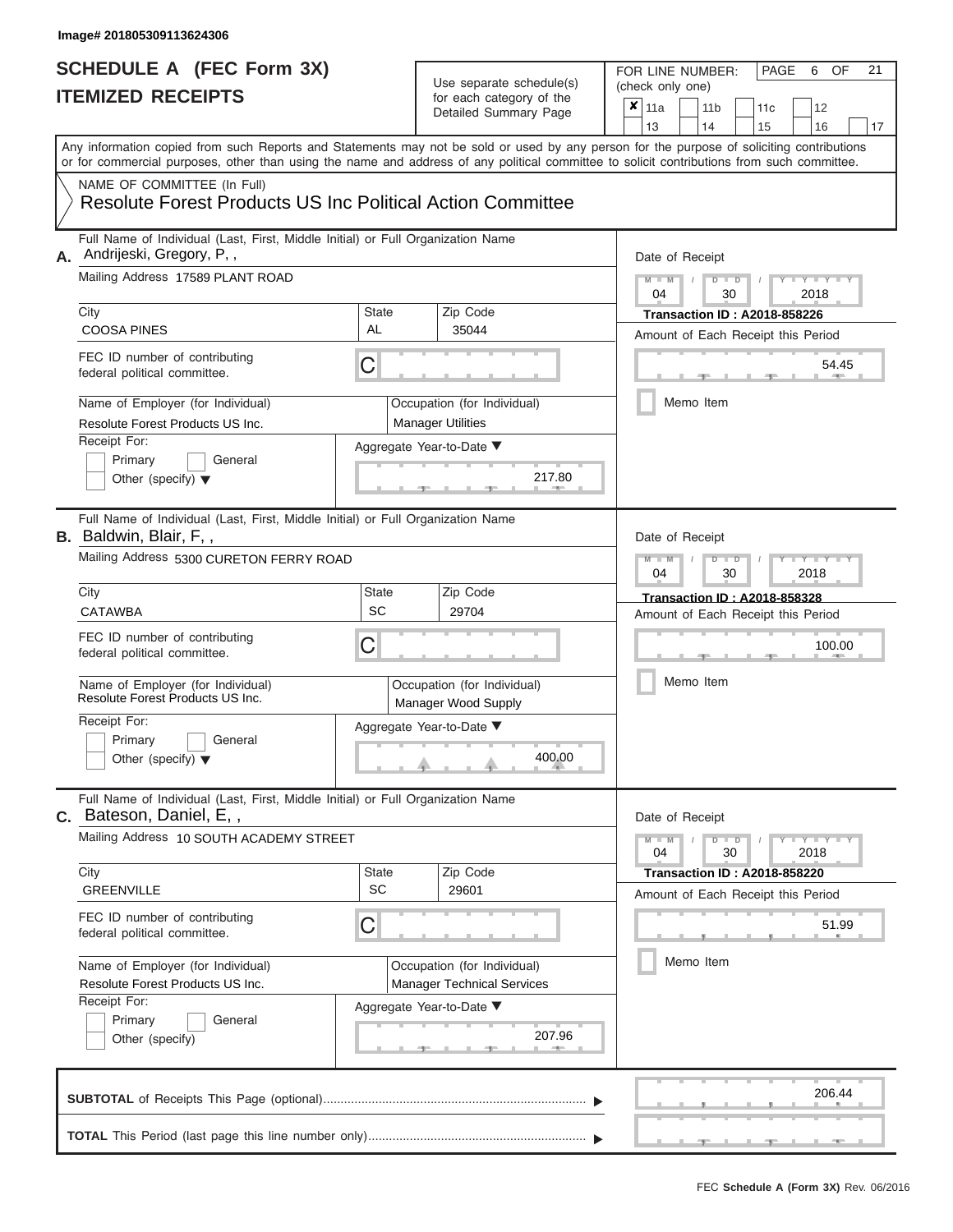Image# 201805309113624306

# SCHEDULE A (FEC Form 3X)
## ITEMIZED RECEIPTS

Use separate schedule(s) for each category of the Detailed Summary Page

FOR LINE NUMBER: (check only one)

- [x] 11a
- [ ] 11b
- [ ] 11c
- [ ] 12
- [ ] 13
- [ ] 14
- [ ] 15
- [ ] 16
- [ ] 17

PAGE 6 OF 21

Any information copied from such Reports and Statements may not be sold or used by any person for the purpose of soliciting contributions or for commercial purposes, other than using the name and address of any political committee to solicit contributions from such committee.

NAME OF COMMITTEE (In Full)
Resolute Forest Products US Inc Political Action Committee

---

**A.** Full Name of Individual (Last, First, Middle Initial) or Full Organization Name: Andrijeski, Gregory, P, ,

Mailing Address: 17589 PLANT ROAD

City: COOSA PINES | State: AL | Zip Code: 35044

FEC ID number of contributing federal political committee: C

Name of Employer (for Individual): Resolute Forest Products US Inc.

Occupation (for Individual): Manager Utilities

Receipt For: Primary / General / Other (specify)

Aggregate Year-to-Date: 217.80

Date of Receipt: 04 / 30 / 2018

Transaction ID : A2018-858226

Amount of Each Receipt this Period: 54.45

Memo Item

---

**B.** Full Name of Individual (Last, First, Middle Initial) or Full Organization Name: Baldwin, Blair, F, ,

Mailing Address: 5300 CURETON FERRY ROAD

City: CATAWBA | State: SC | Zip Code: 29704

FEC ID number of contributing federal political committee: C

Name of Employer (for Individual): Resolute Forest Products US Inc.

Occupation (for Individual): Manager Wood Supply

Receipt For: Primary / General / Other (specify)

Aggregate Year-to-Date: 400.00

Date of Receipt: 04 / 30 / 2018

Transaction ID : A2018-858328

Amount of Each Receipt this Period: 100.00

Memo Item

---

**C.** Full Name of Individual (Last, First, Middle Initial) or Full Organization Name: Bateson, Daniel, E, ,

Mailing Address: 10 SOUTH ACADEMY STREET

City: GREENVILLE | State: SC | Zip Code: 29601

FEC ID number of contributing federal political committee: C

Name of Employer (for Individual): Resolute Forest Products US Inc.

Occupation (for Individual): Manager Technical Services

Receipt For: Primary / General / Other (specify)

Aggregate Year-to-Date: 207.96

Date of Receipt: 04 / 30 / 2018

Transaction ID : A2018-858220

Amount of Each Receipt this Period: 51.99

Memo Item

---

**SUBTOTAL** of Receipts This Page (optional): 206.44

**TOTAL** This Period (last page this line number only):

FEC Schedule A (Form 3X) Rev. 06/2016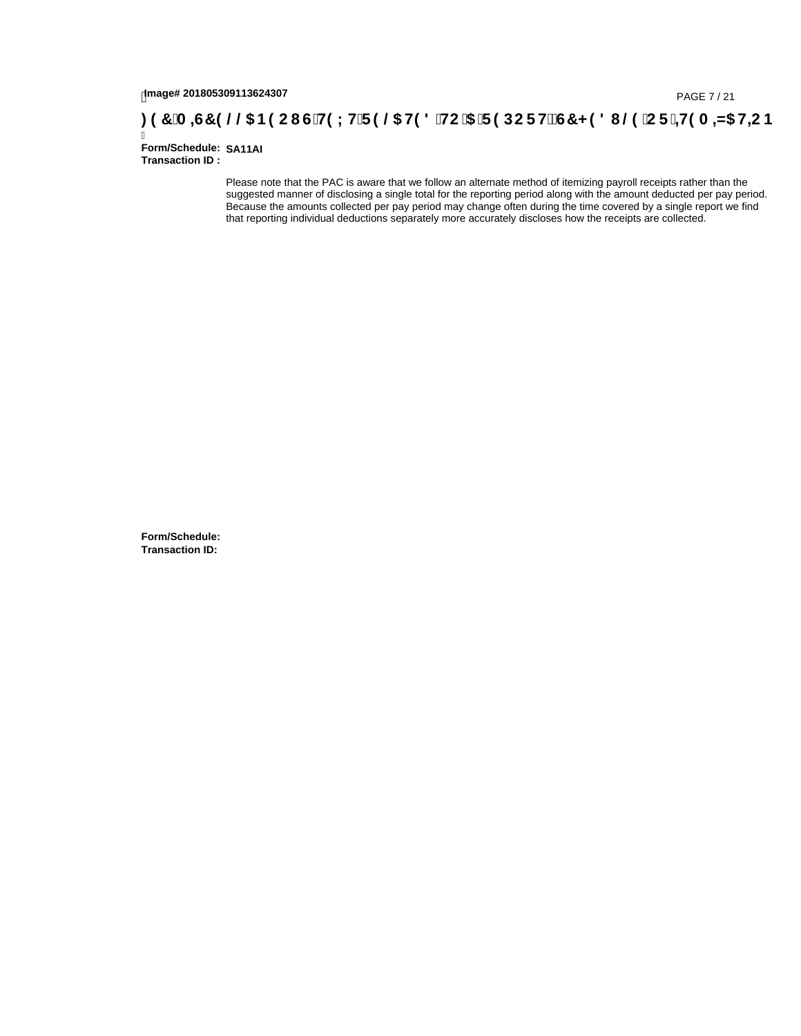Image# 201805309113624307

**FEC MISCELLANEOUS TEXT RELATED TO A REPORT, SCHEDULE OR ITEMIZATION**

**Form/Schedule:** SA11AI
**Transaction ID :**

Please note that the PAC is aware that we follow an alternate method of itemizing payroll receipts rather than the suggested manner of disclosing a single total for the reporting period along with the amount deducted per pay period. Because the amounts collected per pay period may change often during the time covered by a single report we find that reporting individual deductions separately more accurately discloses how the receipts are collected.

**Form/Schedule:**
**Transaction ID:**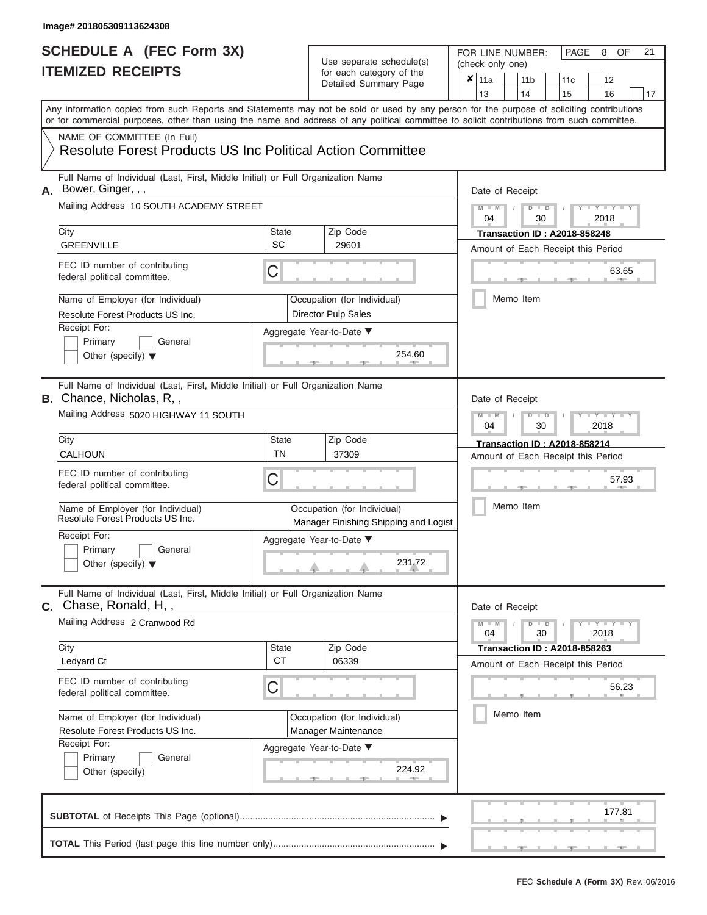Image# 201805309113624308

# SCHEDULE A (FEC Form 3X)
# ITEMIZED RECEIPTS

Use separate schedule(s) for each category of the Detailed Summary Page

FOR LINE NUMBER: (check only one)

PAGE 8 OF 21

| ✘ | 11a | | 11b | | 11c | | 12 |
|---|---|---|---|---|---|---|---|
| | 13 | | 14 | | 15 | | 16 | | 17 |

Any information copied from such Reports and Statements may not be sold or used by any person for the purpose of soliciting contributions or for commercial purposes, other than using the name and address of any political committee to solicit contributions from such committee.

NAME OF COMMITTEE (In Full)

Resolute Forest Products US Inc Political Action Committee

---

**A.** Full Name of Individual (Last, First, Middle Initial) or Full Organization Name
Bower, Ginger, , ,

Mailing Address 10 SOUTH ACADEMY STREET

City: GREENVILLE | State: SC | Zip Code: 29601

FEC ID number of contributing federal political committee. C

Name of Employer (for Individual): Resolute Forest Products US Inc.

Occupation (for Individual): Director Pulp Sales

Receipt For: Primary / General / Other (specify)

Aggregate Year-to-Date: 254.60

Date of Receipt: 04 / 30 / 2018

Transaction ID : A2018-858248

Amount of Each Receipt this Period: 63.65

Memo Item

---

**B.** Full Name of Individual (Last, First, Middle Initial) or Full Organization Name
Chance, Nicholas, R, ,

Mailing Address 5020 HIGHWAY 11 SOUTH

City: CALHOUN | State: TN | Zip Code: 37309

FEC ID number of contributing federal political committee. C

Name of Employer (for Individual): Resolute Forest Products US Inc.

Occupation (for Individual): Manager Finishing Shipping and Logist

Receipt For: Primary / General / Other (specify)

Aggregate Year-to-Date: 231.72

Date of Receipt: 04 / 30 / 2018

Transaction ID : A2018-858214

Amount of Each Receipt this Period: 57.93

Memo Item

---

**C.** Full Name of Individual (Last, First, Middle Initial) or Full Organization Name
Chase, Ronald, H, ,

Mailing Address 2 Cranwood Rd

City: Ledyard Ct | State: CT | Zip Code: 06339

FEC ID number of contributing federal political committee. C

Name of Employer (for Individual): Resolute Forest Products US Inc.

Occupation (for Individual): Manager Maintenance

Receipt For: Primary / General / Other (specify)

Aggregate Year-to-Date: 224.92

Date of Receipt: 04 / 30 / 2018

Transaction ID : A2018-858263

Amount of Each Receipt this Period: 56.23

Memo Item

---

**SUBTOTAL** of Receipts This Page (optional): 177.81

**TOTAL** This Period (last page this line number only):

FEC **Schedule A (Form 3X)** Rev. 06/2016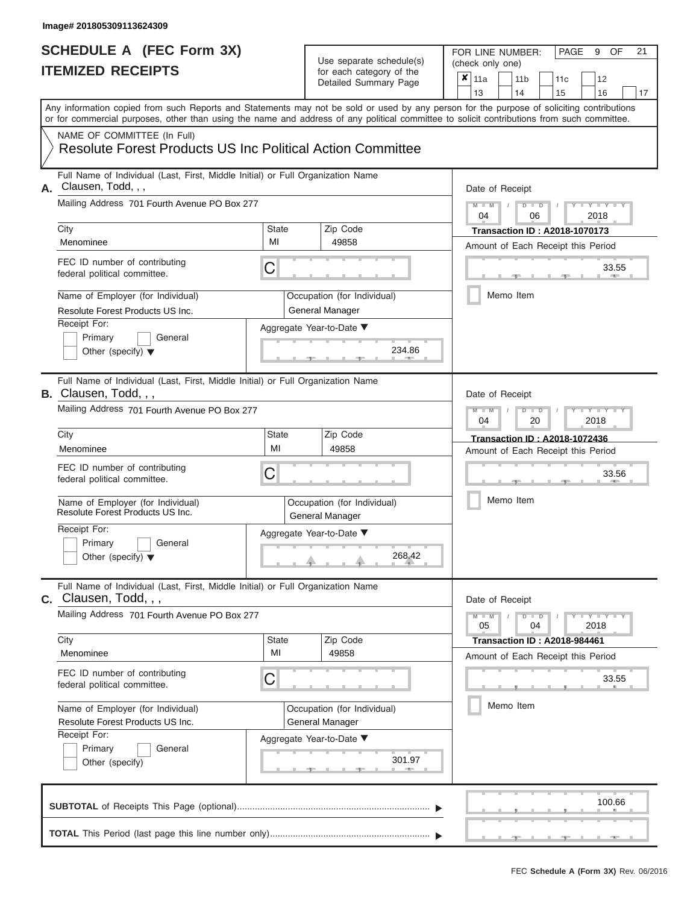Image# 201805309113624309

# SCHEDULE A (FEC Form 3X)
# ITEMIZED RECEIPTS

Use separate schedule(s) for each category of the Detailed Summary Page

FOR LINE NUMBER: (check only one)

PAGE 9 OF 21

- [x] 11a
- [ ] 11b
- [ ] 11c
- [ ] 12
- [ ] 13
- [ ] 14
- [ ] 15
- [ ] 16
- [ ] 17

Any information copied from such Reports and Statements may not be sold or used by any person for the purpose of soliciting contributions or for commercial purposes, other than using the name and address of any political committee to solicit contributions from such committee.

NAME OF COMMITTEE (In Full)
**Resolute Forest Products US Inc Political Action Committee**

---

**A.** Full Name of Individual (Last, First, Middle Initial) or Full Organization Name: Clausen, Todd, , ,

Mailing Address: 701 Fourth Avenue PO Box 277

| City | State | Zip Code |
|---|---|---|
| Menominee | MI | 49858 |

FEC ID number of contributing federal political committee: C

Name of Employer (for Individual): Resolute Forest Products US Inc.

Occupation (for Individual): General Manager

Receipt For: [ ] Primary [ ] General [ ] Other (specify)

Aggregate Year-to-Date: 234.86

Date of Receipt: 04 / 06 / 2018

Transaction ID : A2018-1070173

Amount of Each Receipt this Period: 33.55

[ ] Memo Item

---

**B.** Full Name of Individual (Last, First, Middle Initial) or Full Organization Name: Clausen, Todd, , ,

Mailing Address: 701 Fourth Avenue PO Box 277

| City | State | Zip Code |
|---|---|---|
| Menominee | MI | 49858 |

FEC ID number of contributing federal political committee: C

Name of Employer (for Individual): Resolute Forest Products US Inc.

Occupation (for Individual): General Manager

Receipt For: [ ] Primary [ ] General [ ] Other (specify)

Aggregate Year-to-Date: 268.42

Date of Receipt: 04 / 20 / 2018

Transaction ID : A2018-1072436

Amount of Each Receipt this Period: 33.56

[ ] Memo Item

---

**C.** Full Name of Individual (Last, First, Middle Initial) or Full Organization Name: Clausen, Todd, , ,

Mailing Address: 701 Fourth Avenue PO Box 277

| City | State | Zip Code |
|---|---|---|
| Menominee | MI | 49858 |

FEC ID number of contributing federal political committee: C

Name of Employer (for Individual): Resolute Forest Products US Inc.

Occupation (for Individual): General Manager

Receipt For: [ ] Primary [ ] General [ ] Other (specify)

Aggregate Year-to-Date: 301.97

Date of Receipt: 05 / 04 / 2018

Transaction ID : A2018-984461

Amount of Each Receipt this Period: 33.55

[ ] Memo Item

---

**SUBTOTAL** of Receipts This Page (optional): 100.66

**TOTAL** This Period (last page this line number only):

FEC **Schedule A (Form 3X)** Rev. 06/2016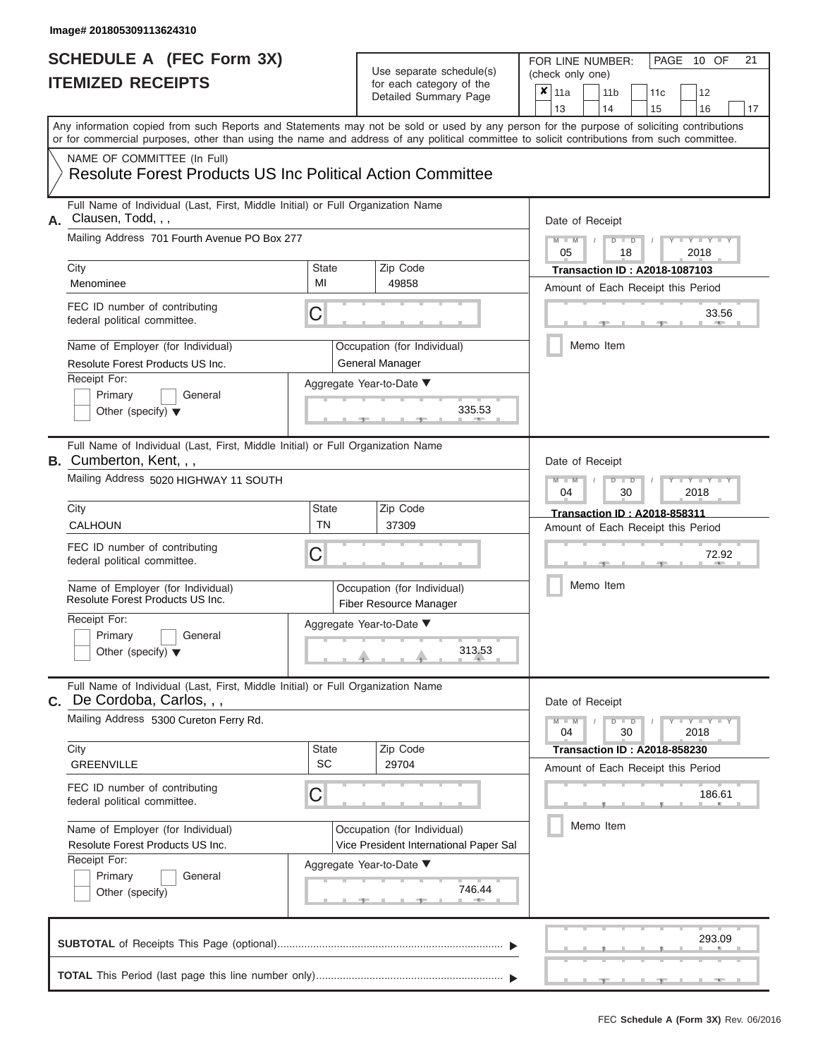Image# 201805309113624310

# SCHEDULE A (FEC Form 3X)
## ITEMIZED RECEIPTS

Use separate schedule(s) for each category of the Detailed Summary Page

FOR LINE NUMBER: (check only one)

- [x] 11a
- [ ] 11b
- [ ] 11c
- [ ] 12
- [ ] 13
- [ ] 14
- [ ] 15
- [ ] 16
- [ ] 17

PAGE 10 OF 21

Any information copied from such Reports and Statements may not be sold or used by any person for the purpose of soliciting contributions or for commercial purposes, other than using the name and address of any political committee to solicit contributions from such committee.

NAME OF COMMITTEE (In Full)
Resolute Forest Products US Inc Political Action Committee

---

**A.** Full Name of Individual (Last, First, Middle Initial) or Full Organization Name: Clausen, Todd, , ,

Mailing Address: 701 Fourth Avenue PO Box 277

City: Menominee | State: MI | Zip Code: 49858

FEC ID number of contributing federal political committee: C

Name of Employer (for Individual): Resolute Forest Products US Inc.

Occupation (for Individual): General Manager

Receipt For: Primary / General / Other (specify)

Date of Receipt: 05 / 18 / 2018

Transaction ID : A2018-1087103

Amount of Each Receipt this Period: 33.56

Memo Item

Aggregate Year-to-Date: 335.53

---

**B.** Full Name of Individual (Last, First, Middle Initial) or Full Organization Name: Cumberton, Kent, , ,

Mailing Address: 5020 HIGHWAY 11 SOUTH

City: CALHOUN | State: TN | Zip Code: 37309

FEC ID number of contributing federal political committee: C

Name of Employer (for Individual): Resolute Forest Products US Inc.

Occupation (for Individual): Fiber Resource Manager

Receipt For: Primary / General / Other (specify)

Date of Receipt: 04 / 30 / 2018

Transaction ID : A2018-858311

Amount of Each Receipt this Period: 72.92

Memo Item

Aggregate Year-to-Date: 313.53

---

**C.** Full Name of Individual (Last, First, Middle Initial) or Full Organization Name: De Cordoba, Carlos, , ,

Mailing Address: 5300 Cureton Ferry Rd.

City: GREENVILLE | State: SC | Zip Code: 29704

FEC ID number of contributing federal political committee: C

Name of Employer (for Individual): Resolute Forest Products US Inc.

Occupation (for Individual): Vice President International Paper Sal

Receipt For: Primary / General / Other (specify)

Date of Receipt: 04 / 30 / 2018

Transaction ID : A2018-858230

Amount of Each Receipt this Period: 186.61

Memo Item

Aggregate Year-to-Date: 746.44

---

**SUBTOTAL** of Receipts This Page (optional): 293.09

**TOTAL** This Period (last page this line number only):

FEC Schedule A (Form 3X) Rev. 06/2016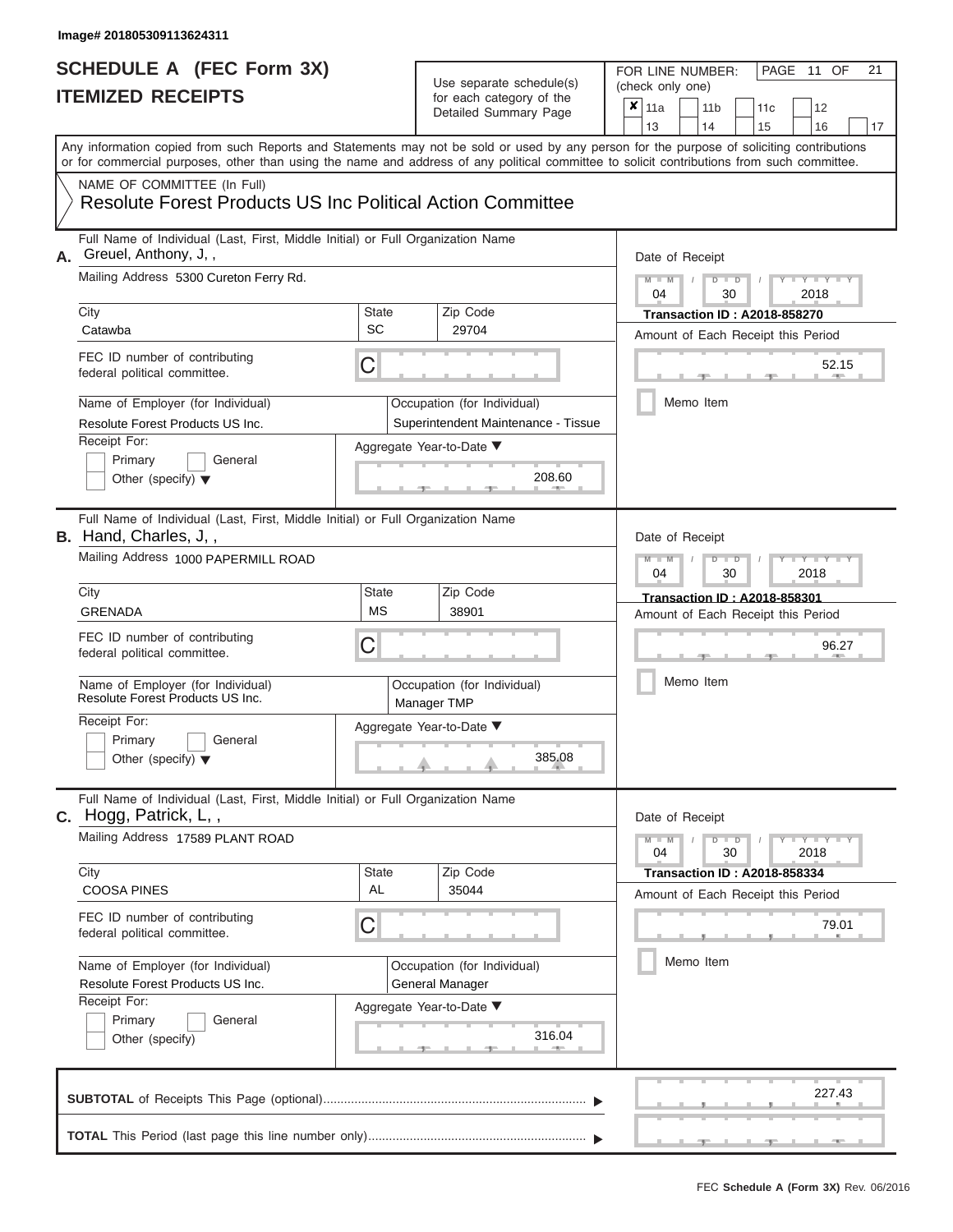Image# 201805309113624311

# SCHEDULE A (FEC Form 3X)
# ITEMIZED RECEIPTS

Use separate schedule(s) for each category of the Detailed Summary Page

FOR LINE NUMBER: (check only one)

- [x] 11a
- [ ] 11b
- [ ] 11c
- [ ] 12
- [ ] 13
- [ ] 14
- [ ] 15
- [ ] 16
- [ ] 17

PAGE 11 OF 21

Any information copied from such Reports and Statements may not be sold or used by any person for the purpose of soliciting contributions or for commercial purposes, other than using the name and address of any political committee to solicit contributions from such committee.

NAME OF COMMITTEE (In Full)
Resolute Forest Products US Inc Political Action Committee

---

**A.** Full Name of Individual (Last, First, Middle Initial) or Full Organization Name: Greuel, Anthony, J, ,

Mailing Address: 5300 Cureton Ferry Rd.

City: Catawba | State: SC | Zip Code: 29704

FEC ID number of contributing federal political committee: C

Name of Employer (for Individual): Resolute Forest Products US Inc.

Occupation (for Individual): Superintendent Maintenance - Tissue

Receipt For: Primary / General / Other (specify)

Aggregate Year-to-Date: 208.60

Date of Receipt: 04 / 30 / 2018

Transaction ID : A2018-858270

Amount of Each Receipt this Period: 52.15

Memo Item

---

**B.** Full Name of Individual (Last, First, Middle Initial) or Full Organization Name: Hand, Charles, J, ,

Mailing Address: 1000 PAPERMILL ROAD

City: GRENADA | State: MS | Zip Code: 38901

FEC ID number of contributing federal political committee: C

Name of Employer (for Individual): Resolute Forest Products US Inc.

Occupation (for Individual): Manager TMP

Receipt For: Primary / General / Other (specify)

Aggregate Year-to-Date: 385.08

Date of Receipt: 04 / 30 / 2018

Transaction ID : A2018-858301

Amount of Each Receipt this Period: 96.27

Memo Item

---

**C.** Full Name of Individual (Last, First, Middle Initial) or Full Organization Name: Hogg, Patrick, L, ,

Mailing Address: 17589 PLANT ROAD

City: COOSA PINES | State: AL | Zip Code: 35044

FEC ID number of contributing federal political committee: C

Name of Employer (for Individual): Resolute Forest Products US Inc.

Occupation (for Individual): General Manager

Receipt For: Primary / General / Other (specify)

Aggregate Year-to-Date: 316.04

Date of Receipt: 04 / 30 / 2018

Transaction ID : A2018-858334

Amount of Each Receipt this Period: 79.01

Memo Item

---

**SUBTOTAL** of Receipts This Page (optional): 227.43

**TOTAL** This Period (last page this line number only):

FEC Schedule A (Form 3X) Rev. 06/2016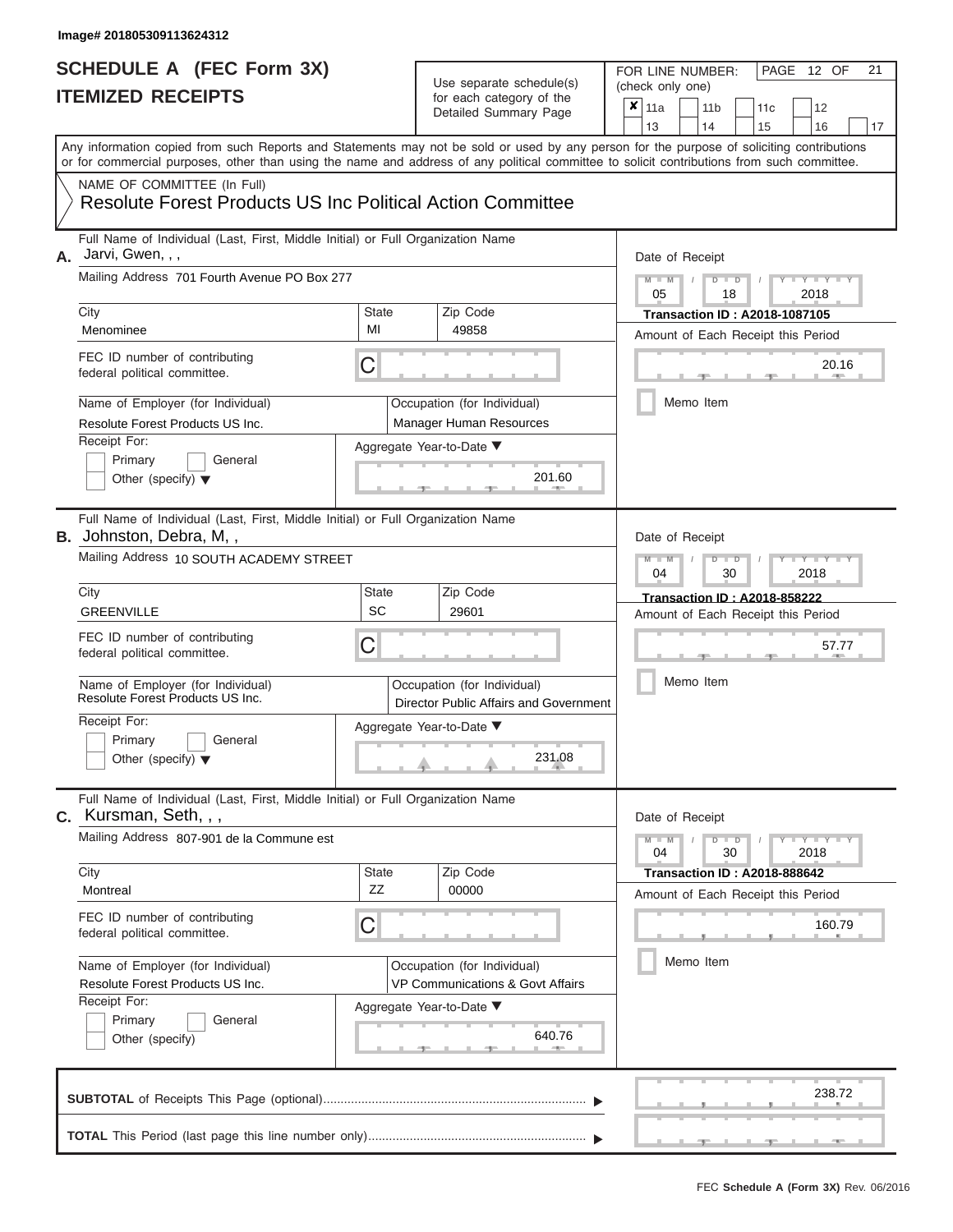Image# 201805309113624312

# SCHEDULE A (FEC Form 3X)
## ITEMIZED RECEIPTS

Use separate schedule(s) for each category of the Detailed Summary Page

FOR LINE NUMBER: (check only one)

- [x] 11a
- [ ] 11b
- [ ] 11c
- [ ] 12
- [ ] 13
- [ ] 14
- [ ] 15
- [ ] 16
- [ ] 17

PAGE 12 OF 21

Any information copied from such Reports and Statements may not be sold or used by any person for the purpose of soliciting contributions or for commercial purposes, other than using the name and address of any political committee to solicit contributions from such committee.

NAME OF COMMITTEE (In Full)
Resolute Forest Products US Inc Political Action Committee

---

**A.** Full Name of Individual (Last, First, Middle Initial) or Full Organization Name: Jarvi, Gwen, , ,

Mailing Address: 701 Fourth Avenue PO Box 277

City: Menominee | State: MI | Zip Code: 49858

FEC ID number of contributing federal political committee: C

Name of Employer (for Individual): Resolute Forest Products US Inc.

Occupation (for Individual): Manager Human Resources

Receipt For: Primary [ ] General [ ] Other (specify) [ ]

Aggregate Year-to-Date: 201.60

Date of Receipt: 05 / 18 / 2018

Transaction ID : A2018-1087105

Amount of Each Receipt this Period: 20.16

Memo Item [ ]

---

**B.** Full Name of Individual (Last, First, Middle Initial) or Full Organization Name: Johnston, Debra, M, ,

Mailing Address: 10 SOUTH ACADEMY STREET

City: GREENVILLE | State: SC | Zip Code: 29601

FEC ID number of contributing federal political committee: C

Name of Employer (for Individual): Resolute Forest Products US Inc.

Occupation (for Individual): Director Public Affairs and Government

Receipt For: Primary [ ] General [ ] Other (specify) [ ]

Aggregate Year-to-Date: 231.08

Date of Receipt: 04 / 30 / 2018

Transaction ID : A2018-858222

Amount of Each Receipt this Period: 57.77

Memo Item [ ]

---

**C.** Full Name of Individual (Last, First, Middle Initial) or Full Organization Name: Kursman, Seth, , ,

Mailing Address: 807-901 de la Commune est

City: Montreal | State: ZZ | Zip Code: 00000

FEC ID number of contributing federal political committee: C

Name of Employer (for Individual): Resolute Forest Products US Inc.

Occupation (for Individual): VP Communications & Govt Affairs

Receipt For: Primary [ ] General [ ] Other (specify) [ ]

Aggregate Year-to-Date: 640.76

Date of Receipt: 04 / 30 / 2018

Transaction ID : A2018-888642

Amount of Each Receipt this Period: 160.79

Memo Item [ ]

---

**SUBTOTAL** of Receipts This Page (optional): 238.72

**TOTAL** This Period (last page this line number only):

FEC **Schedule A (Form 3X)** Rev. 06/2016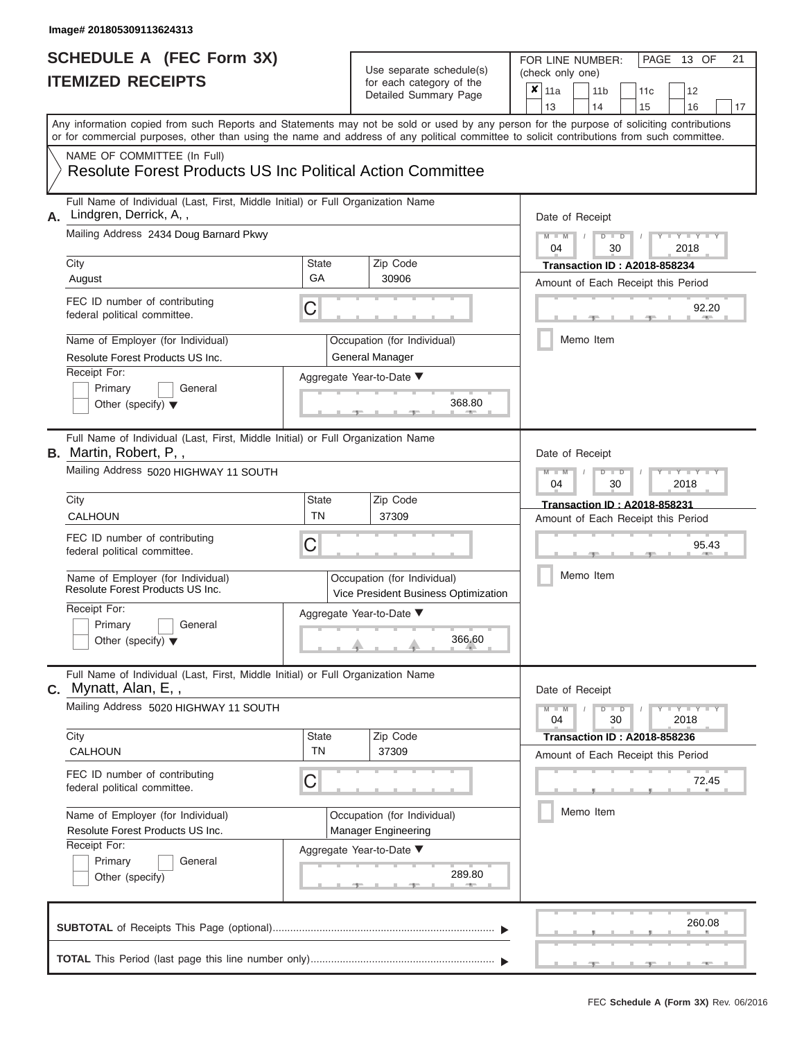Image# 201805309113624313

# SCHEDULE A (FEC Form 3X)
# ITEMIZED RECEIPTS

Use separate schedule(s) for each category of the Detailed Summary Page

FOR LINE NUMBER: (check only one)

PAGE 13 OF 21

| ✘ 11a | 11b | 11c | 12 |
|---|---|---|---|
| 13 | 14 | 15 | 16 | 17 |

Any information copied from such Reports and Statements may not be sold or used by any person for the purpose of soliciting contributions or for commercial purposes, other than using the name and address of any political committee to solicit contributions from such committee.

NAME OF COMMITTEE (In Full)

Resolute Forest Products US Inc Political Action Committee

---

**A.** Full Name of Individual (Last, First, Middle Initial) or Full Organization Name: Lindgren, Derrick, A, ,

Mailing Address: 2434 Doug Barnard Pkwy

City: August | State: GA | Zip Code: 30906

FEC ID number of contributing federal political committee: C

Name of Employer (for Individual): Resolute Forest Products US Inc.

Occupation (for Individual): General Manager

Receipt For: Primary / General / Other (specify)

Aggregate Year-to-Date: 368.80

Date of Receipt: 04 / 30 / 2018

Transaction ID : A2018-858234

Amount of Each Receipt this Period: 92.20

Memo Item

---

**B.** Full Name of Individual (Last, First, Middle Initial) or Full Organization Name: Martin, Robert, P, ,

Mailing Address: 5020 HIGHWAY 11 SOUTH

City: CALHOUN | State: TN | Zip Code: 37309

FEC ID number of contributing federal political committee: C

Name of Employer (for Individual): Resolute Forest Products US Inc.

Occupation (for Individual): Vice President Business Optimization

Receipt For: Primary / General / Other (specify)

Aggregate Year-to-Date: 366.60

Date of Receipt: 04 / 30 / 2018

Transaction ID : A2018-858231

Amount of Each Receipt this Period: 95.43

Memo Item

---

**C.** Full Name of Individual (Last, First, Middle Initial) or Full Organization Name: Mynatt, Alan, E, ,

Mailing Address: 5020 HIGHWAY 11 SOUTH

City: CALHOUN | State: TN | Zip Code: 37309

FEC ID number of contributing federal political committee: C

Name of Employer (for Individual): Resolute Forest Products US Inc.

Occupation (for Individual): Manager Engineering

Receipt For: Primary / General / Other (specify)

Aggregate Year-to-Date: 289.80

Date of Receipt: 04 / 30 / 2018

Transaction ID : A2018-858236

Amount of Each Receipt this Period: 72.45

Memo Item

---

**SUBTOTAL** of Receipts This Page (optional): 260.08

**TOTAL** This Period (last page this line number only):

FEC Schedule A (Form 3X) Rev. 06/2016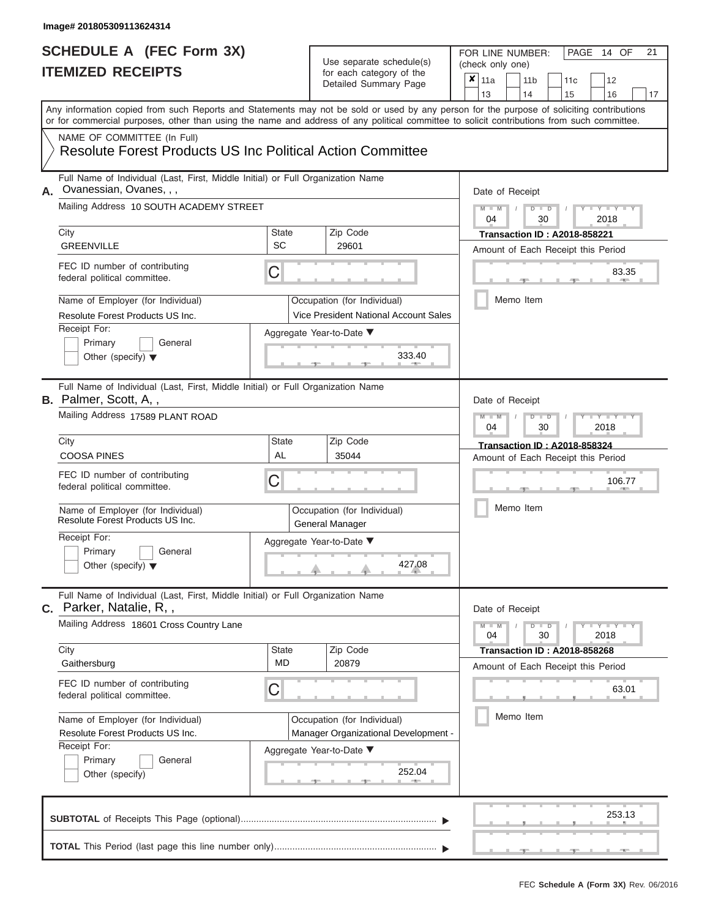Image# 201805309113624314

# SCHEDULE A (FEC Form 3X)
# ITEMIZED RECEIPTS

Use separate schedule(s) for each category of the Detailed Summary Page

FOR LINE NUMBER: (check only one)

- [x] 11a
- [ ] 11b
- [ ] 11c
- [ ] 12
- [ ] 13
- [ ] 14
- [ ] 15
- [ ] 16
- [ ] 17

PAGE 14 OF 21

Any information copied from such Reports and Statements may not be sold or used by any person for the purpose of soliciting contributions or for commercial purposes, other than using the name and address of any political committee to solicit contributions from such committee.

NAME OF COMMITTEE (In Full)

**Resolute Forest Products US Inc Political Action Committee**

---

**A.** Full Name of Individual (Last, First, Middle Initial) or Full Organization Name: Ovanessian, Ovanes, , ,

Mailing Address: 10 SOUTH ACADEMY STREET

City: GREENVILLE | State: SC | Zip Code: 29601

FEC ID number of contributing federal political committee: C

Name of Employer (for Individual): Resolute Forest Products US Inc.

Occupation (for Individual): Vice President National Account Sales

Receipt For: Primary / General / Other (specify)

Aggregate Year-to-Date: 333.40

Date of Receipt: 04 / 30 / 2018

Transaction ID : A2018-858221

Amount of Each Receipt this Period: 83.35

Memo Item

---

**B.** Full Name of Individual (Last, First, Middle Initial) or Full Organization Name: Palmer, Scott, A, ,

Mailing Address: 17589 PLANT ROAD

City: COOSA PINES | State: AL | Zip Code: 35044

FEC ID number of contributing federal political committee: C

Name of Employer (for Individual): Resolute Forest Products US Inc.

Occupation (for Individual): General Manager

Receipt For: Primary / General / Other (specify)

Aggregate Year-to-Date: 427.08

Date of Receipt: 04 / 30 / 2018

Transaction ID : A2018-858324

Amount of Each Receipt this Period: 106.77

Memo Item

---

**C.** Full Name of Individual (Last, First, Middle Initial) or Full Organization Name: Parker, Natalie, R, ,

Mailing Address: 18601 Cross Country Lane

City: Gaithersburg | State: MD | Zip Code: 20879

FEC ID number of contributing federal political committee: C

Name of Employer (for Individual): Resolute Forest Products US Inc.

Occupation (for Individual): Manager Organizational Development -

Receipt For: Primary / General / Other (specify)

Aggregate Year-to-Date: 252.04

Date of Receipt: 04 / 30 / 2018

Transaction ID : A2018-858268

Amount of Each Receipt this Period: 63.01

Memo Item

---

**SUBTOTAL** of Receipts This Page (optional): 253.13

**TOTAL** This Period (last page this line number only):

FEC **Schedule A (Form 3X)** Rev. 06/2016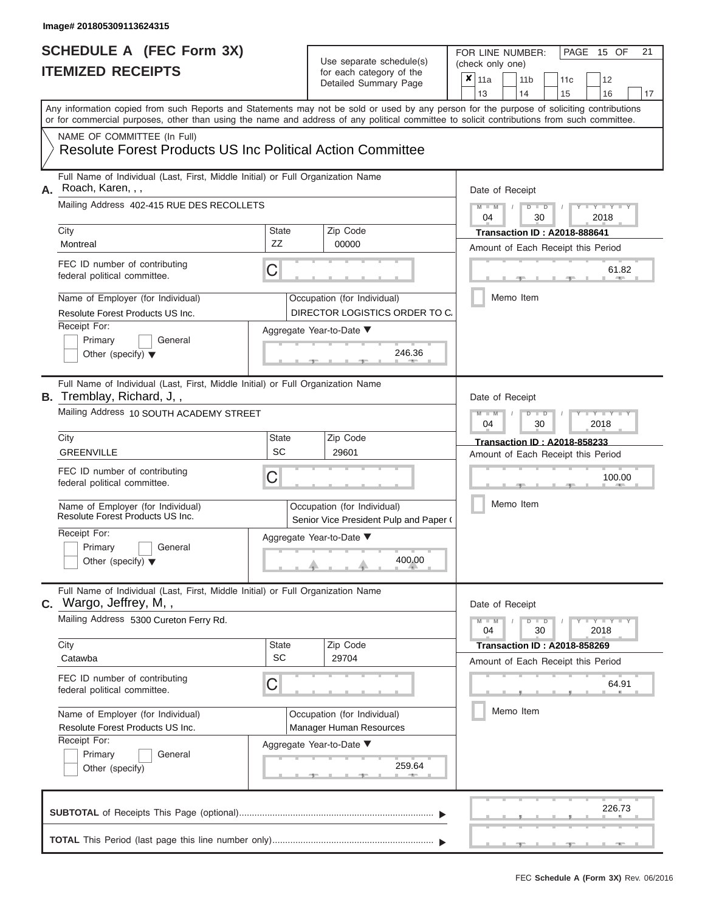Image# 201805309113624315

# SCHEDULE A (FEC Form 3X)
# ITEMIZED RECEIPTS

Use separate schedule(s) for each category of the Detailed Summary Page

FOR LINE NUMBER: (check only one)

- [x] 11a
- [ ] 11b
- [ ] 11c
- [ ] 12
- [ ] 13
- [ ] 14
- [ ] 15
- [ ] 16
- [ ] 17

Any information copied from such Reports and Statements may not be sold or used by any person for the purpose of soliciting contributions or for commercial purposes, other than using the name and address of any political committee to solicit contributions from such committee.

NAME OF COMMITTEE (In Full)
Resolute Forest Products US Inc Political Action Committee

---

**A.** Full Name of Individual (Last, First, Middle Initial) or Full Organization Name: Roach, Karen, , ,

Mailing Address: 402-415 RUE DES RECOLLETS

City: Montreal | State: ZZ | Zip Code: 00000

FEC ID number of contributing federal political committee: C

Name of Employer (for Individual): Resolute Forest Products US Inc.

Occupation (for Individual): DIRECTOR LOGISTICS ORDER TO C.

Receipt For: Primary / General / Other (specify)

Aggregate Year-to-Date: 246.36

Date of Receipt: 04 / 30 / 2018

Transaction ID : A2018-888641

Amount of Each Receipt this Period: 61.82

Memo Item

---

**B.** Full Name of Individual (Last, First, Middle Initial) or Full Organization Name: Tremblay, Richard, J, ,

Mailing Address: 10 SOUTH ACADEMY STREET

City: GREENVILLE | State: SC | Zip Code: 29601

FEC ID number of contributing federal political committee: C

Name of Employer (for Individual): Resolute Forest Products US Inc.

Occupation (for Individual): Senior Vice President Pulp and Paper (

Receipt For: Primary / General / Other (specify)

Aggregate Year-to-Date: 400.00

Date of Receipt: 04 / 30 / 2018

Transaction ID : A2018-858233

Amount of Each Receipt this Period: 100.00

Memo Item

---

**C.** Full Name of Individual (Last, First, Middle Initial) or Full Organization Name: Wargo, Jeffrey, M, ,

Mailing Address: 5300 Cureton Ferry Rd.

City: Catawba | State: SC | Zip Code: 29704

FEC ID number of contributing federal political committee: C

Name of Employer (for Individual): Resolute Forest Products US Inc.

Occupation (for Individual): Manager Human Resources

Receipt For: Primary / General / Other (specify)

Aggregate Year-to-Date: 259.64

Date of Receipt: 04 / 30 / 2018

Transaction ID : A2018-858269

Amount of Each Receipt this Period: 64.91

Memo Item

---

**SUBTOTAL** of Receipts This Page (optional): 226.73

**TOTAL** This Period (last page this line number only):

FEC **Schedule A (Form 3X)** Rev. 06/2016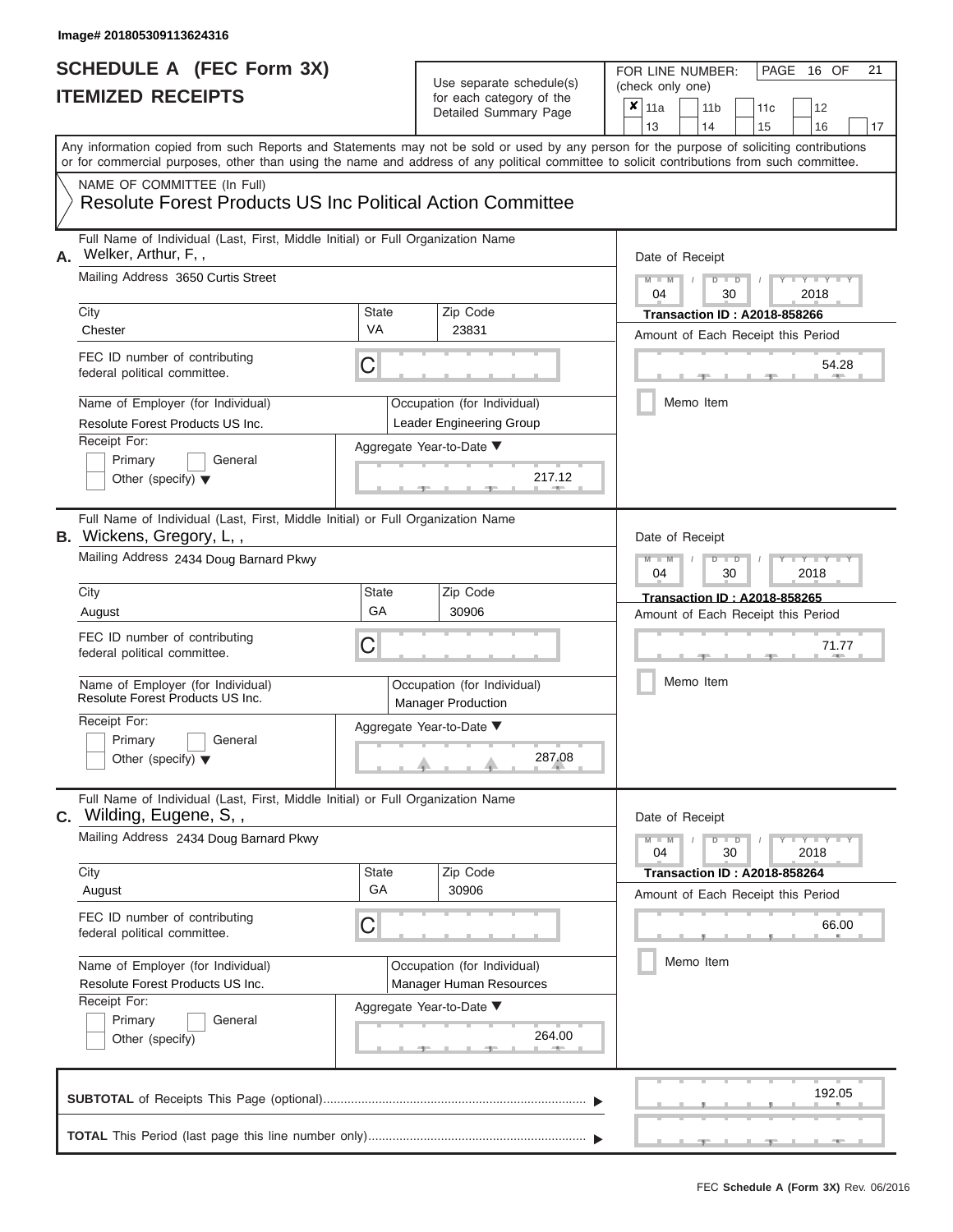Image# 201805309113624316

# SCHEDULE A (FEC Form 3X)
# ITEMIZED RECEIPTS

Use separate schedule(s) for each category of the Detailed Summary Page

FOR LINE NUMBER: (check only one)

- [x] 11a
- [ ] 11b
- [ ] 11c
- [ ] 12
- [ ] 13
- [ ] 14
- [ ] 15
- [ ] 16
- [ ] 17

PAGE 16 OF 21

Any information copied from such Reports and Statements may not be sold or used by any person for the purpose of soliciting contributions or for commercial purposes, other than using the name and address of any political committee to solicit contributions from such committee.

NAME OF COMMITTEE (In Full)
**Resolute Forest Products US Inc Political Action Committee**

---

**A.** Full Name of Individual (Last, First, Middle Initial) or Full Organization Name: Welker, Arthur, F, ,

Mailing Address: 3650 Curtis Street

City: Chester | State: VA | Zip Code: 23831

FEC ID number of contributing federal political committee: C

Name of Employer (for Individual): Resolute Forest Products US Inc.

Occupation (for Individual): Leader Engineering Group

Receipt For: Primary / General / Other (specify)

Aggregate Year-to-Date: 217.12

Date of Receipt: 04 / 30 / 2018

Transaction ID : A2018-858266

Amount of Each Receipt this Period: 54.28

Memo Item

---

**B.** Full Name of Individual (Last, First, Middle Initial) or Full Organization Name: Wickens, Gregory, L, ,

Mailing Address: 2434 Doug Barnard Pkwy

City: August | State: GA | Zip Code: 30906

FEC ID number of contributing federal political committee: C

Name of Employer (for Individual): Resolute Forest Products US Inc.

Occupation (for Individual): Manager Production

Receipt For: Primary / General / Other (specify)

Aggregate Year-to-Date: 287.08

Date of Receipt: 04 / 30 / 2018

Transaction ID : A2018-858265

Amount of Each Receipt this Period: 71.77

Memo Item

---

**C.** Full Name of Individual (Last, First, Middle Initial) or Full Organization Name: Wilding, Eugene, S, ,

Mailing Address: 2434 Doug Barnard Pkwy

City: August | State: GA | Zip Code: 30906

FEC ID number of contributing federal political committee: C

Name of Employer (for Individual): Resolute Forest Products US Inc.

Occupation (for Individual): Manager Human Resources

Receipt For: Primary / General / Other (specify)

Aggregate Year-to-Date: 264.00

Date of Receipt: 04 / 30 / 2018

Transaction ID : A2018-858264

Amount of Each Receipt this Period: 66.00

Memo Item

---

**SUBTOTAL** of Receipts This Page (optional): 192.05

**TOTAL** This Period (last page this line number only):

FEC **Schedule A (Form 3X)** Rev. 06/2016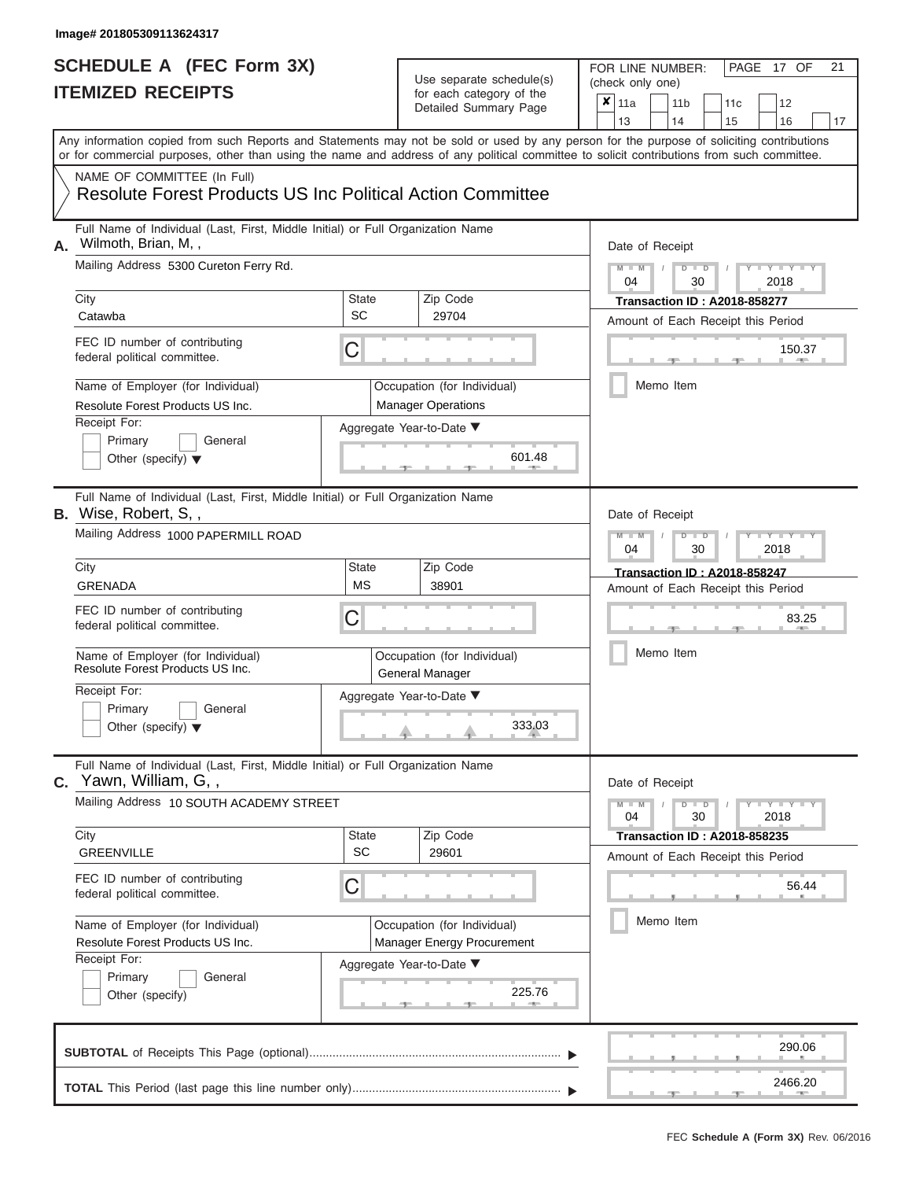Image# 201805309113624317

# SCHEDULE A (FEC Form 3X)
## ITEMIZED RECEIPTS

Use separate schedule(s) for each category of the Detailed Summary Page

FOR LINE NUMBER: (check only one)

- [x] 11a
- [ ] 11b
- [ ] 11c
- [ ] 12
- [ ] 13
- [ ] 14
- [ ] 15
- [ ] 16
- [ ] 17

Any information copied from such Reports and Statements may not be sold or used by any person for the purpose of soliciting contributions or for commercial purposes, other than using the name and address of any political committee to solicit contributions from such committee.

NAME OF COMMITTEE (In Full)
Resolute Forest Products US Inc Political Action Committee

---

**A.** Full Name of Individual (Last, First, Middle Initial) or Full Organization Name: Wilmoth, Brian, M, ,

Mailing Address: 5300 Cureton Ferry Rd.

City: Catawba | State: SC | Zip Code: 29704

FEC ID number of contributing federal political committee: C

Name of Employer (for Individual): Resolute Forest Products US Inc.

Occupation (for Individual): Manager Operations

Receipt For: Primary / General / Other (specify)

Aggregate Year-to-Date: 601.48

Date of Receipt: 04 / 30 / 2018

Transaction ID : A2018-858277

Amount of Each Receipt this Period: 150.37

Memo Item

---

**B.** Full Name of Individual (Last, First, Middle Initial) or Full Organization Name: Wise, Robert, S, ,

Mailing Address: 1000 PAPERMILL ROAD

City: GRENADA | State: MS | Zip Code: 38901

FEC ID number of contributing federal political committee: C

Name of Employer (for Individual): Resolute Forest Products US Inc.

Occupation (for Individual): General Manager

Receipt For: Primary / General / Other (specify)

Aggregate Year-to-Date: 333.03

Date of Receipt: 04 / 30 / 2018

Transaction ID : A2018-858247

Amount of Each Receipt this Period: 83.25

Memo Item

---

**C.** Full Name of Individual (Last, First, Middle Initial) or Full Organization Name: Yawn, William, G, ,

Mailing Address: 10 SOUTH ACADEMY STREET

City: GREENVILLE | State: SC | Zip Code: 29601

FEC ID number of contributing federal political committee: C

Name of Employer (for Individual): Resolute Forest Products US Inc.

Occupation (for Individual): Manager Energy Procurement

Receipt For: Primary / General / Other (specify)

Aggregate Year-to-Date: 225.76

Date of Receipt: 04 / 30 / 2018

Transaction ID : A2018-858235

Amount of Each Receipt this Period: 56.44

Memo Item

---

**SUBTOTAL** of Receipts This Page (optional): 290.06

**TOTAL** This Period (last page this line number only): 2466.20

FEC Schedule A (Form 3X) Rev. 06/2016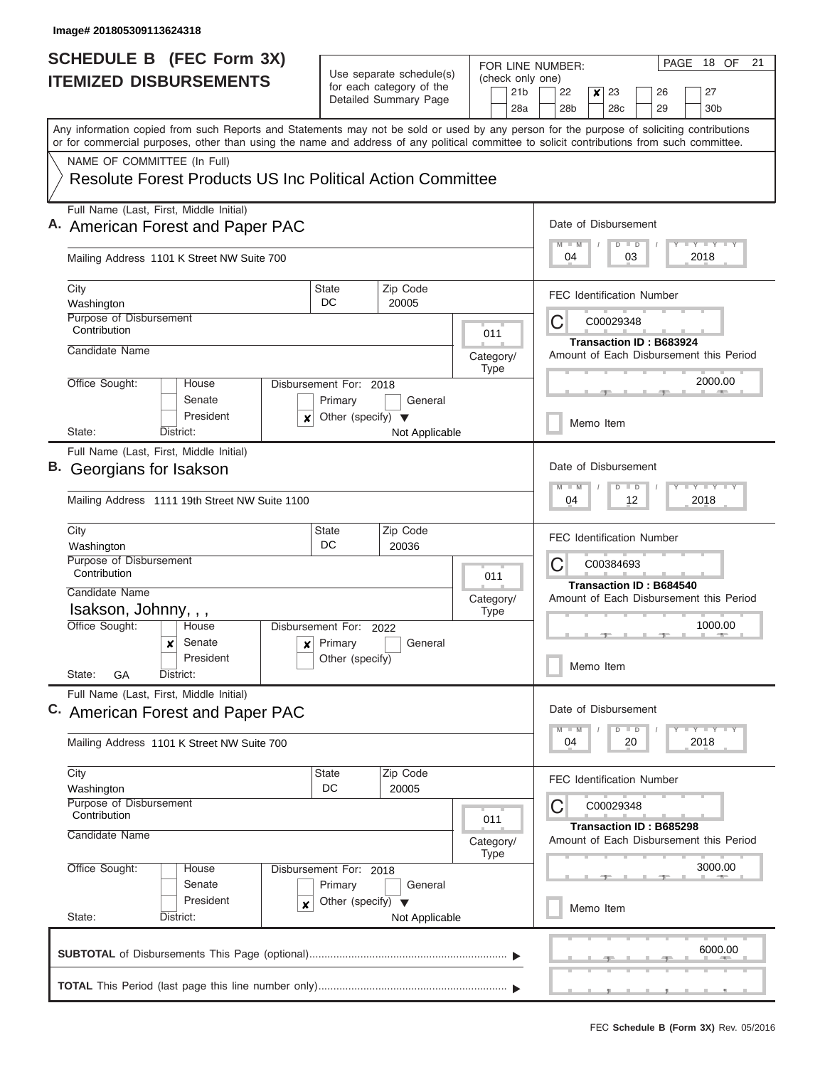Image# 201805309113624318

# SCHEDULE B (FEC Form 3X)
## ITEMIZED DISBURSEMENTS

Use separate schedule(s) for each category of the Detailed Summary Page

FOR LINE NUMBER: (check only one)

21b | 22 | ✘ 23 | 26 | 27
28a | 28b | 28c | 29 | 30b

PAGE 18 OF 21

Any information copied from such Reports and Statements may not be sold or used by any person for the purpose of soliciting contributions or for commercial purposes, other than using the name and address of any political committee to solicit contributions from such committee.

NAME OF COMMITTEE (In Full)

Resolute Forest Products US Inc Political Action Committee

---

**A.** Full Name (Last, First, Middle Initial): American Forest and Paper PAC

Mailing Address: 1101 K Street NW Suite 700

City: Washington | State: DC | Zip Code: 20005

Purpose of Disbursement: Contribution

Category/Type: 011

Candidate Name:

Office Sought: House / Senate / President

State: | District:

Disbursement For: 2018 — Primary / General / ✘ Other (specify): Not Applicable

Date of Disbursement: 04 / 03 / 2018

FEC Identification Number: C00029348

Transaction ID : B683924

Amount of Each Disbursement this Period: 2000.00

Memo Item

---

**B.** Full Name (Last, First, Middle Initial): Georgians for Isakson

Mailing Address: 1111 19th Street NW Suite 1100

City: Washington | State: DC | Zip Code: 20036

Purpose of Disbursement: Contribution

Category/Type: 011

Candidate Name: Isakson, Johnny, , ,

Office Sought: House / ✘ Senate / President

State: GA | District:

Disbursement For: 2022 — ✘ Primary / General / Other (specify)

Date of Disbursement: 04 / 12 / 2018

FEC Identification Number: C00384693

Transaction ID : B684540

Amount of Each Disbursement this Period: 1000.00

Memo Item

---

**C.** Full Name (Last, First, Middle Initial): American Forest and Paper PAC

Mailing Address: 1101 K Street NW Suite 700

City: Washington | State: DC | Zip Code: 20005

Purpose of Disbursement: Contribution

Category/Type: 011

Candidate Name:

Office Sought: House / Senate / President

State: | District:

Disbursement For: 2018 — Primary / General / ✘ Other (specify): Not Applicable

Date of Disbursement: 04 / 20 / 2018

FEC Identification Number: C00029348

Transaction ID : B685298

Amount of Each Disbursement this Period: 3000.00

Memo Item

---

**SUBTOTAL** of Disbursements This Page (optional): 6000.00

**TOTAL** This Period (last page this line number only):

FEC **Schedule B (Form 3X)** Rev. 05/2016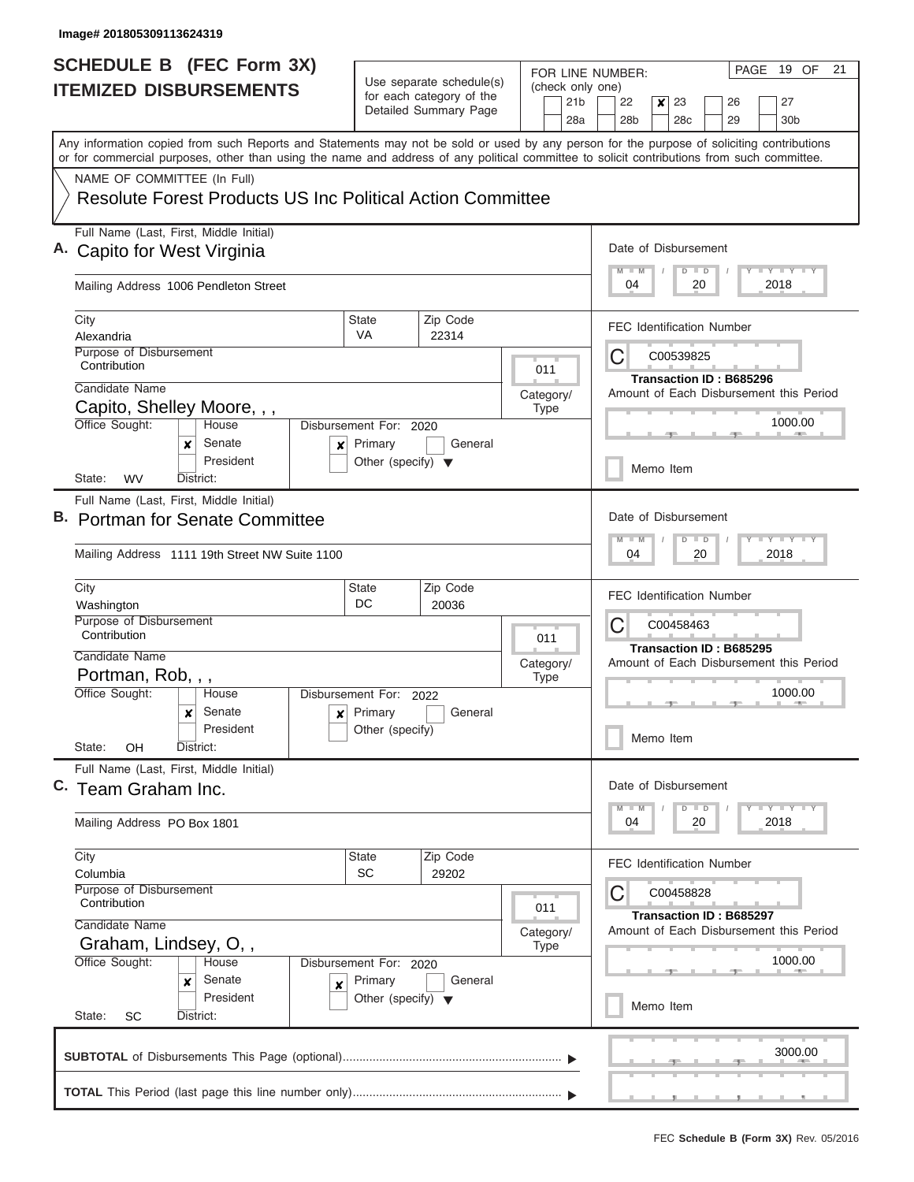Image# 201805309113624319

# SCHEDULE B (FEC Form 3X)
## ITEMIZED DISBURSEMENTS

Use separate schedule(s) for each category of the Detailed Summary Page

FOR LINE NUMBER: (check only one)

21b | 22 | ✘ 23 | 26 | 27
28a | 28b | 28c | 29 | 30b

PAGE 19 OF 21

Any information copied from such Reports and Statements may not be sold or used by any person for the purpose of soliciting contributions or for commercial purposes, other than using the name and address of any political committee to solicit contributions from such committee.

NAME OF COMMITTEE (In Full)

Resolute Forest Products US Inc Political Action Committee

---

**A.** Full Name (Last, First, Middle Initial)
Capito for West Virginia

Mailing Address 1006 Pendleton Street

City: Alexandria | State: VA | Zip Code: 22314

Purpose of Disbursement: Contribution

Category/Type: 011

Candidate Name: Capito, Shelley Moore, , ,

Office Sought: ✘ Senate | State: WV | District:

Disbursement For: 2020 ✘ Primary

Date of Disbursement: 04 / 20 / 2018

FEC Identification Number: C00539825

Transaction ID : B685296

Amount of Each Disbursement this Period: 1000.00

Memo Item

---

**B.** Full Name (Last, First, Middle Initial)
Portman for Senate Committee

Mailing Address 1111 19th Street NW Suite 1100

City: Washington | State: DC | Zip Code: 20036

Purpose of Disbursement: Contribution

Category/Type: 011

Candidate Name: Portman, Rob, , ,

Office Sought: ✘ Senate | State: OH | District:

Disbursement For: 2022 ✘ Primary

Date of Disbursement: 04 / 20 / 2018

FEC Identification Number: C00458463

Transaction ID : B685295

Amount of Each Disbursement this Period: 1000.00

Memo Item

---

**C.** Full Name (Last, First, Middle Initial)
Team Graham Inc.

Mailing Address PO Box 1801

City: Columbia | State: SC | Zip Code: 29202

Purpose of Disbursement: Contribution

Category/Type: 011

Candidate Name: Graham, Lindsey, O, ,

Office Sought: ✘ Senate | State: SC | District:

Disbursement For: 2020 ✘ Primary

Date of Disbursement: 04 / 20 / 2018

FEC Identification Number: C00458828

Transaction ID : B685297

Amount of Each Disbursement this Period: 1000.00

Memo Item

---

**SUBTOTAL** of Disbursements This Page (optional) ▶ 3000.00

**TOTAL** This Period (last page this line number only) ▶

FEC **Schedule B (Form 3X)** Rev. 05/2016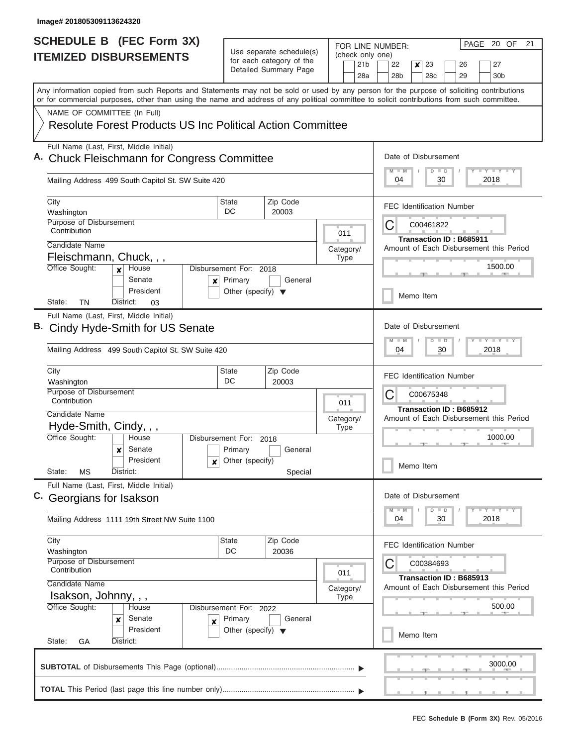Image# 201805309113624320

# SCHEDULE B (FEC Form 3X)
## ITEMIZED DISBURSEMENTS

Use separate schedule(s) for each category of the Detailed Summary Page

FOR LINE NUMBER: (check only one)

21b | 22 | **x** 23 | 26 | 27
28a | 28b | 28c | 29 | 30b

Any information copied from such Reports and Statements may not be sold or used by any person for the purpose of soliciting contributions or for commercial purposes, other than using the name and address of any political committee to solicit contributions from such committee.

NAME OF COMMITTEE (In Full)

Resolute Forest Products US Inc Political Action Committee

---

**A.** Full Name (Last, First, Middle Initial): Chuck Fleischmann for Congress Committee

Mailing Address: 499 South Capitol St. SW Suite 420

City: Washington | State: DC | Zip Code: 20003

Purpose of Disbursement: Contribution

Category/Type: 011

Candidate Name: Fleischmann, Chuck, , ,

Office Sought: **x** House | Senate | President

State: TN | District: 03

Disbursement For: 2018 — **x** Primary | General | Other (specify)

Date of Disbursement: 04 / 30 / 2018

FEC Identification Number: C00461822

Transaction ID : B685911

Amount of Each Disbursement this Period: 1500.00

Memo Item

---

**B.** Full Name (Last, First, Middle Initial): Cindy Hyde-Smith for US Senate

Mailing Address: 499 South Capitol St. SW Suite 420

City: Washington | State: DC | Zip Code: 20003

Purpose of Disbursement: Contribution

Category/Type: 011

Candidate Name: Hyde-Smith, Cindy, , ,

Office Sought: House | **x** Senate | President

State: MS | District:

Disbursement For: 2018 — Primary | General | **x** Other (specify): Special

Date of Disbursement: 04 / 30 / 2018

FEC Identification Number: C00675348

Transaction ID : B685912

Amount of Each Disbursement this Period: 1000.00

Memo Item

---

**C.** Full Name (Last, First, Middle Initial): Georgians for Isakson

Mailing Address: 1111 19th Street NW Suite 1100

City: Washington | State: DC | Zip Code: 20036

Purpose of Disbursement: Contribution

Category/Type: 011

Candidate Name: Isakson, Johnny, , ,

Office Sought: House | **x** Senate | President

State: GA | District:

Disbursement For: 2022 — **x** Primary | General | Other (specify)

Date of Disbursement: 04 / 30 / 2018

FEC Identification Number: C00384693

Transaction ID : B685913

Amount of Each Disbursement this Period: 500.00

Memo Item

---

**SUBTOTAL** of Disbursements This Page (optional): 3000.00

**TOTAL** This Period (last page this line number only):

FEC **Schedule B (Form 3X)** Rev. 05/2016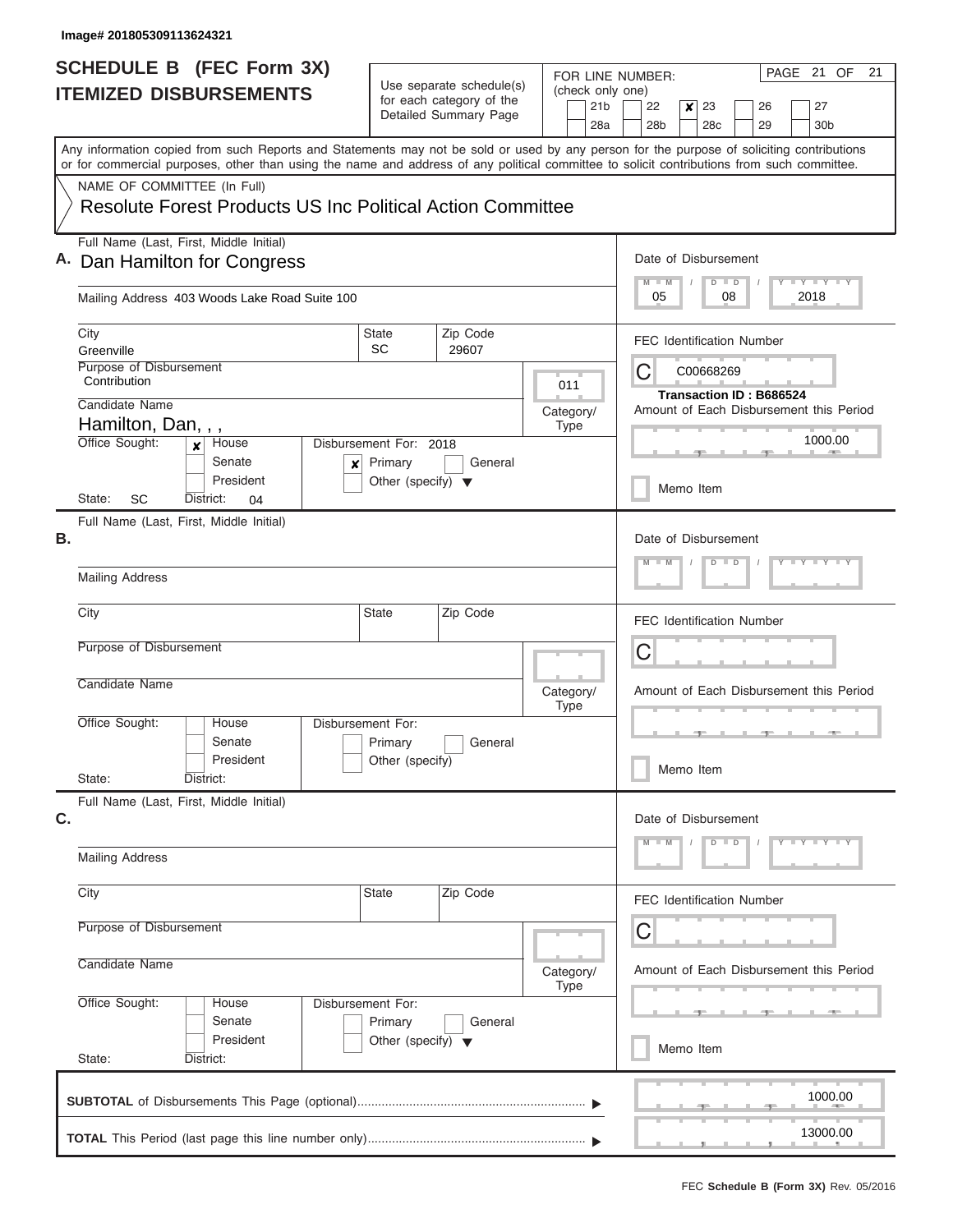Image# 201805309113624321

# SCHEDULE B (FEC Form 3X)
## ITEMIZED DISBURSEMENTS

Use separate schedule(s) for each category of the Detailed Summary Page

FOR LINE NUMBER: (check only one)

21b | 22 | [x] 23 | 26 | 27
28a | 28b | 28c | 29 | 30b

PAGE 21 OF 21

Any information copied from such Reports and Statements may not be sold or used by any person for the purpose of soliciting contributions or for commercial purposes, other than using the name and address of any political committee to solicit contributions from such committee.

NAME OF COMMITTEE (In Full)

Resolute Forest Products US Inc Political Action Committee

**A.** Full Name (Last, First, Middle Initial): Dan Hamilton for Congress

Mailing Address: 403 Woods Lake Road Suite 100

City: Greenville | State: SC | Zip Code: 29607

Purpose of Disbursement: Contribution

Category/Type: 011

Candidate Name: Hamilton, Dan, , ,

Office Sought: [x] House [ ] Senate [ ] President

State: SC District: 04

Disbursement For: 2018 [x] Primary [ ] General [ ] Other (specify)

Date of Disbursement: 05 / 08 / 2018

FEC Identification Number: C00668269

Transaction ID : B686524

Amount of Each Disbursement this Period: 1000.00

[ ] Memo Item

**B.** Full Name (Last, First, Middle Initial):

Mailing Address

City | State | Zip Code

Purpose of Disbursement

Candidate Name

Category/Type

Office Sought: [ ] House [ ] Senate [ ] President

State: District:

Disbursement For: [ ] Primary [ ] General [ ] Other (specify)

Date of Disbursement: M M / D D / Y Y Y Y

FEC Identification Number: C

Amount of Each Disbursement this Period

[ ] Memo Item

**C.** Full Name (Last, First, Middle Initial):

Mailing Address

City | State | Zip Code

Purpose of Disbursement

Candidate Name

Category/Type

Office Sought: [ ] House [ ] Senate [ ] President

State: District:

Disbursement For: [ ] Primary [ ] General [ ] Other (specify)

Date of Disbursement: M M / D D / Y Y Y Y

FEC Identification Number: C

Amount of Each Disbursement this Period

[ ] Memo Item

**SUBTOTAL** of Disbursements This Page (optional) ▶ 1000.00

**TOTAL** This Period (last page this line number only) ▶ 13000.00

FEC **Schedule B (Form 3X)** Rev. 05/2016